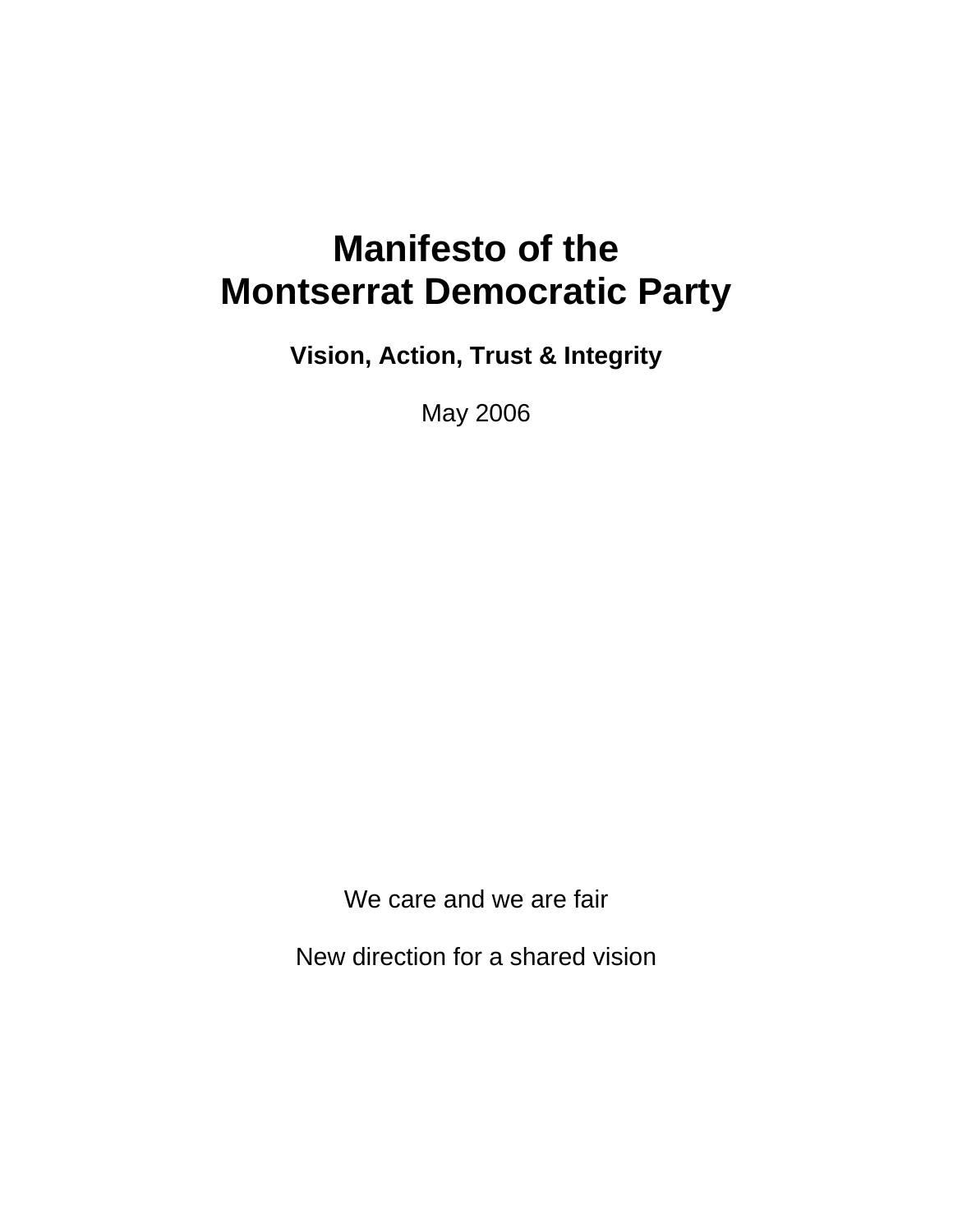# Manifesto of the Montserrat Democratic Party

**Vision, Action, Trust & Integrity**

May 2006

We care and we are fair

New direction for a shared vision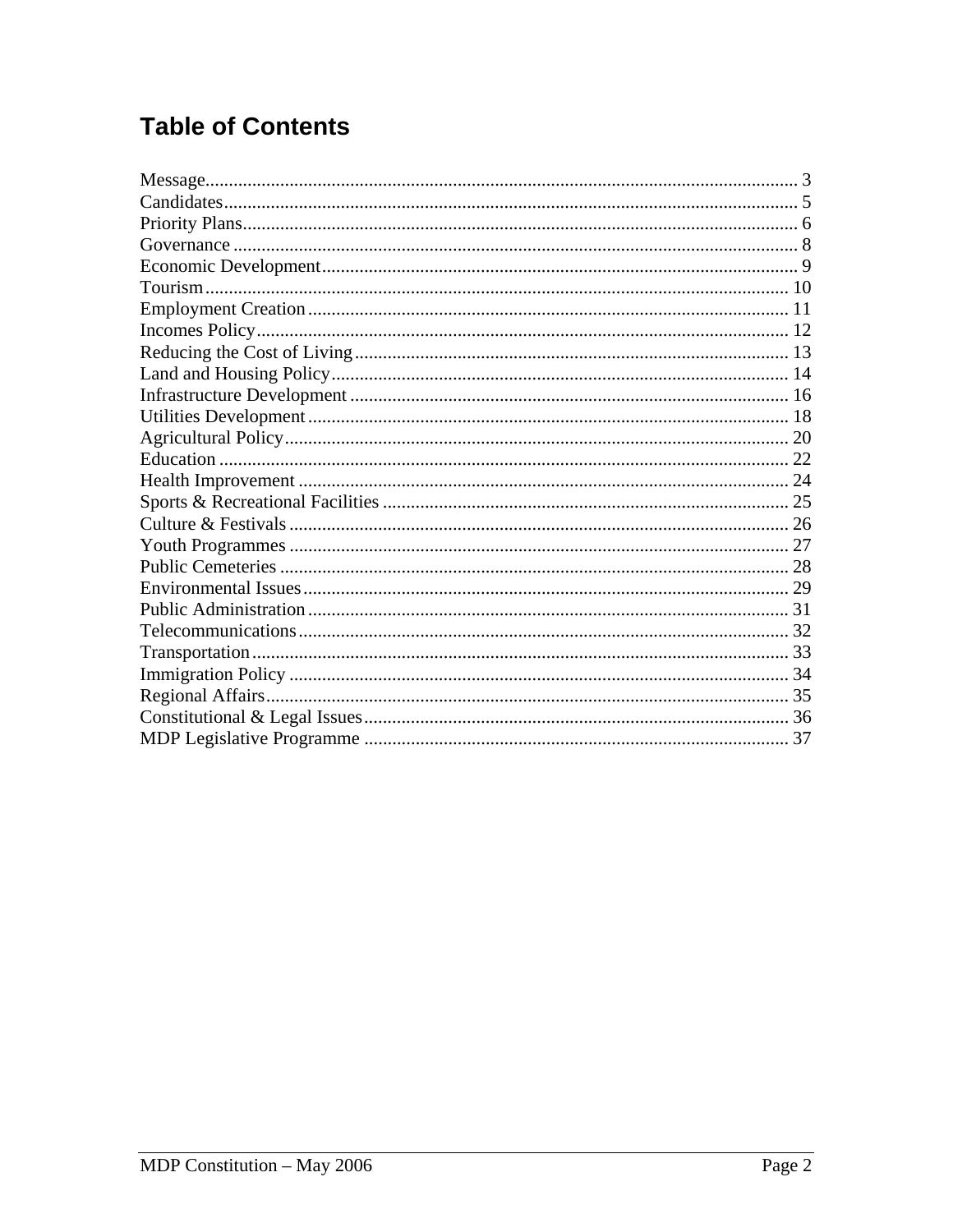# Table of Contents

Message.............................................................................................................................. 3
Candidates.......................................................................................................................... 5
Priority Plans...................................................................................................................... 6
Governance ........................................................................................................................ 8
Economic Development..................................................................................................... 9
Tourism............................................................................................................................ 10
Employment Creation...................................................................................................... 11
Incomes Policy................................................................................................................. 12
Reducing the Cost of Living............................................................................................ 13
Land and Housing Policy................................................................................................. 14
Infrastructure Development ............................................................................................. 16
Utilities Development...................................................................................................... 18
Agricultural Policy........................................................................................................... 20
Education ......................................................................................................................... 22
Health Improvement ........................................................................................................ 24
Sports & Recreational Facilities ...................................................................................... 25
Culture & Festivals........................................................................................................... 26
Youth Programmes .......................................................................................................... 27
Public Cemeteries ............................................................................................................ 28
Environmental Issues....................................................................................................... 29
Public Administration...................................................................................................... 31
Telecommunications........................................................................................................ 32
Transportation.................................................................................................................. 33
Immigration Policy .......................................................................................................... 34
Regional Affairs............................................................................................................... 35
Constitutional & Legal Issues........................................................................................... 36
MDP Legislative Programme .......................................................................................... 37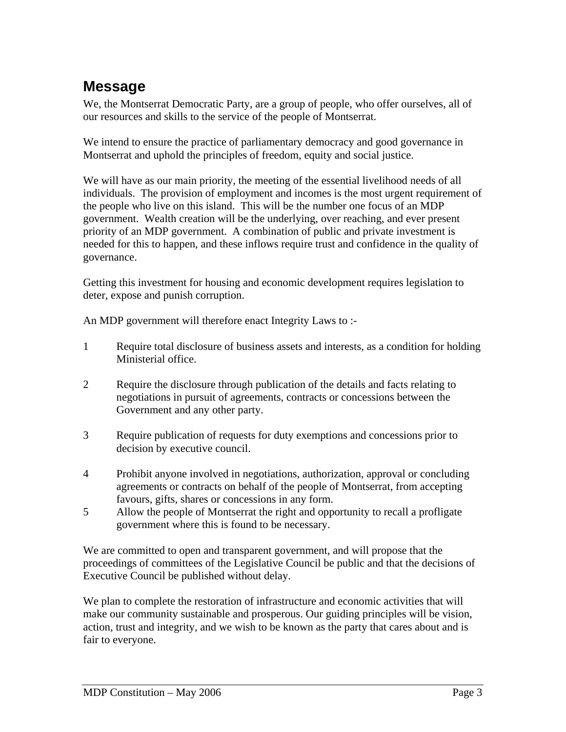## Message

We, the Montserrat Democratic Party, are a group of people, who offer ourselves, all of our resources and skills to the service of the people of Montserrat.

We intend to ensure the practice of parliamentary democracy and good governance in Montserrat and uphold the principles of freedom, equity and social justice.

We will have as our main priority, the meeting of the essential livelihood needs of all individuals. The provision of employment and incomes is the most urgent requirement of the people who live on this island. This will be the number one focus of an MDP government. Wealth creation will be the underlying, over reaching, and ever present priority of an MDP government. A combination of public and private investment is needed for this to happen, and these inflows require trust and confidence in the quality of governance.

Getting this investment for housing and economic development requires legislation to deter, expose and punish corruption.

An MDP government will therefore enact Integrity Laws to :-

1. Require total disclosure of business assets and interests, as a condition for holding Ministerial office.

2. Require the disclosure through publication of the details and facts relating to negotiations in pursuit of agreements, contracts or concessions between the Government and any other party.

3. Require publication of requests for duty exemptions and concessions prior to decision by executive council.

4. Prohibit anyone involved in negotiations, authorization, approval or concluding agreements or contracts on behalf of the people of Montserrat, from accepting favours, gifts, shares or concessions in any form.

5. Allow the people of Montserrat the right and opportunity to recall a profligate government where this is found to be necessary.

We are committed to open and transparent government, and will propose that the proceedings of committees of the Legislative Council be public and that the decisions of Executive Council be published without delay.

We plan to complete the restoration of infrastructure and economic activities that will make our community sustainable and prosperous. Our guiding principles will be vision, action, trust and integrity, and we wish to be known as the party that cares about and is fair to everyone.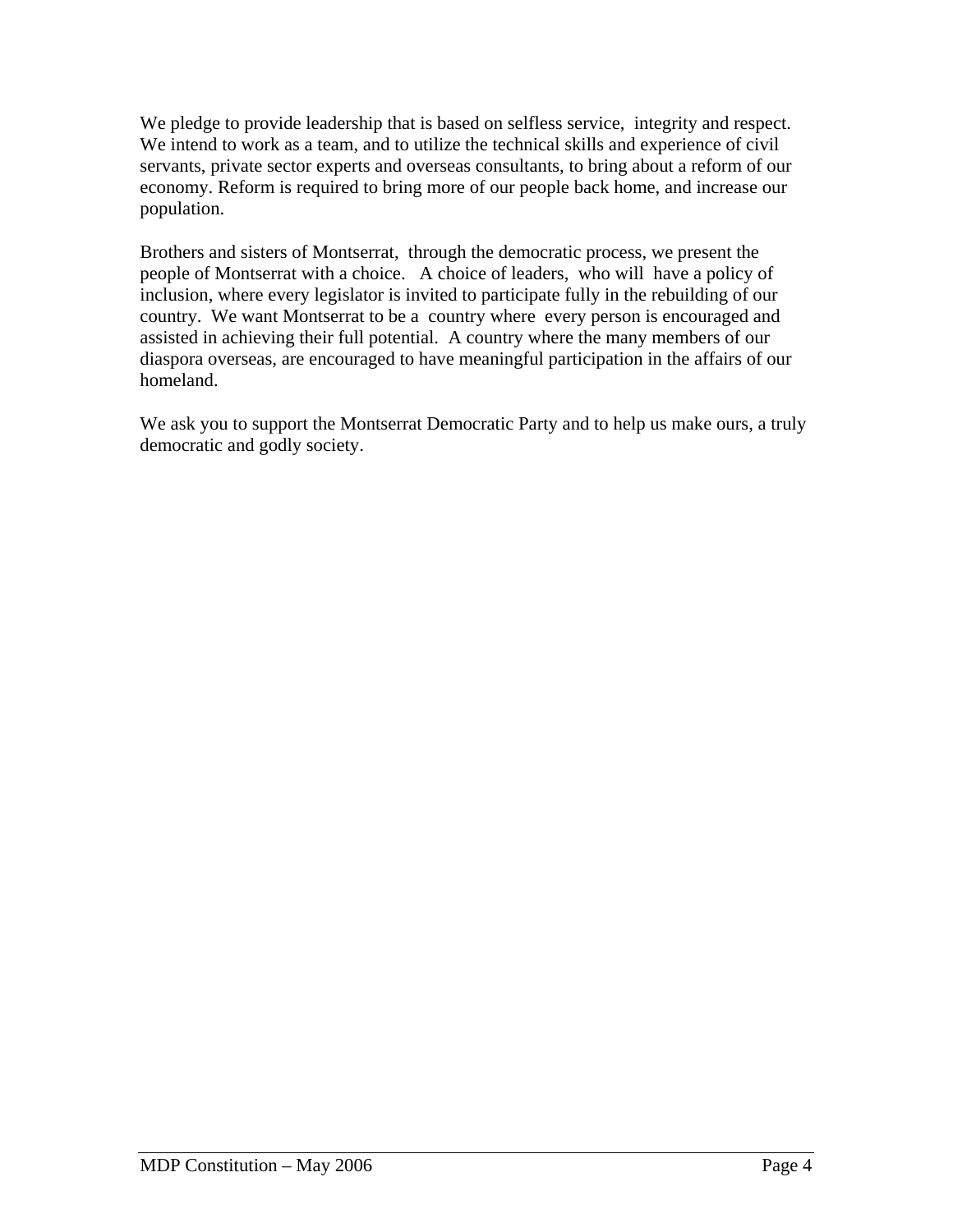We pledge to provide leadership that is based on selfless service, integrity and respect. We intend to work as a team, and to utilize the technical skills and experience of civil servants, private sector experts and overseas consultants, to bring about a reform of our economy. Reform is required to bring more of our people back home, and increase our population.

Brothers and sisters of Montserrat, through the democratic process, we present the people of Montserrat with a choice. A choice of leaders, who will have a policy of inclusion, where every legislator is invited to participate fully in the rebuilding of our country. We want Montserrat to be a country where every person is encouraged and assisted in achieving their full potential. A country where the many members of our diaspora overseas, are encouraged to have meaningful participation in the affairs of our homeland.

We ask you to support the Montserrat Democratic Party and to help us make ours, a truly democratic and godly society.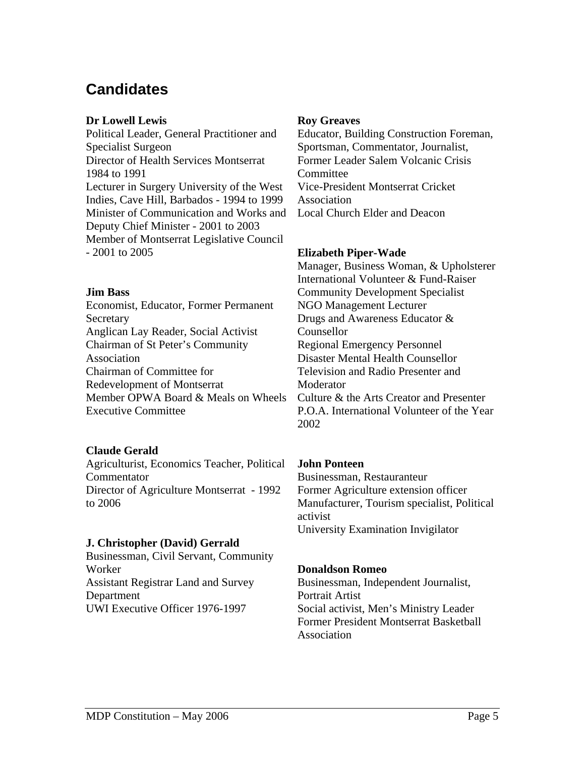## Candidates

**Dr Lowell Lewis**
Political Leader, General Practitioner and Specialist Surgeon
Director of Health Services Montserrat 1984 to 1991
Lecturer in Surgery University of the West Indies, Cave Hill, Barbados - 1994 to 1999
Minister of Communication and Works and Deputy Chief Minister - 2001 to 2003
Member of Montserrat Legislative Council - 2001 to 2005

**Jim Bass**
Economist, Educator, Former Permanent Secretary
Anglican Lay Reader, Social Activist
Chairman of St Peter's Community Association
Chairman of Committee for Redevelopment of Montserrat
Member OPWA Board & Meals on Wheels Executive Committee

**Claude Gerald**
Agriculturist, Economics Teacher, Political Commentator
Director of Agriculture Montserrat - 1992 to 2006

**J. Christopher (David) Gerrald**
Businessman, Civil Servant, Community Worker
Assistant Registrar Land and Survey Department
UWI Executive Officer 1976-1997

**Roy Greaves**
Educator, Building Construction Foreman, Sportsman, Commentator, Journalist, Former Leader Salem Volcanic Crisis Committee
Vice-President Montserrat Cricket Association
Local Church Elder and Deacon

**Elizabeth Piper-Wade**
Manager, Business Woman, & Upholsterer
International Volunteer & Fund-Raiser
Community Development Specialist
NGO Management Lecturer
Drugs and Awareness Educator & Counsellor
Regional Emergency Personnel
Disaster Mental Health Counsellor
Television and Radio Presenter and Moderator
Culture & the Arts Creator and Presenter
P.O.A. International Volunteer of the Year 2002

**John Ponteen**
Businessman, Restauranteur
Former Agriculture extension officer
Manufacturer, Tourism specialist, Political activist
University Examination Invigilator

**Donaldson Romeo**
Businessman, Independent Journalist, Portrait Artist
Social activist, Men's Ministry Leader
Former President Montserrat Basketball Association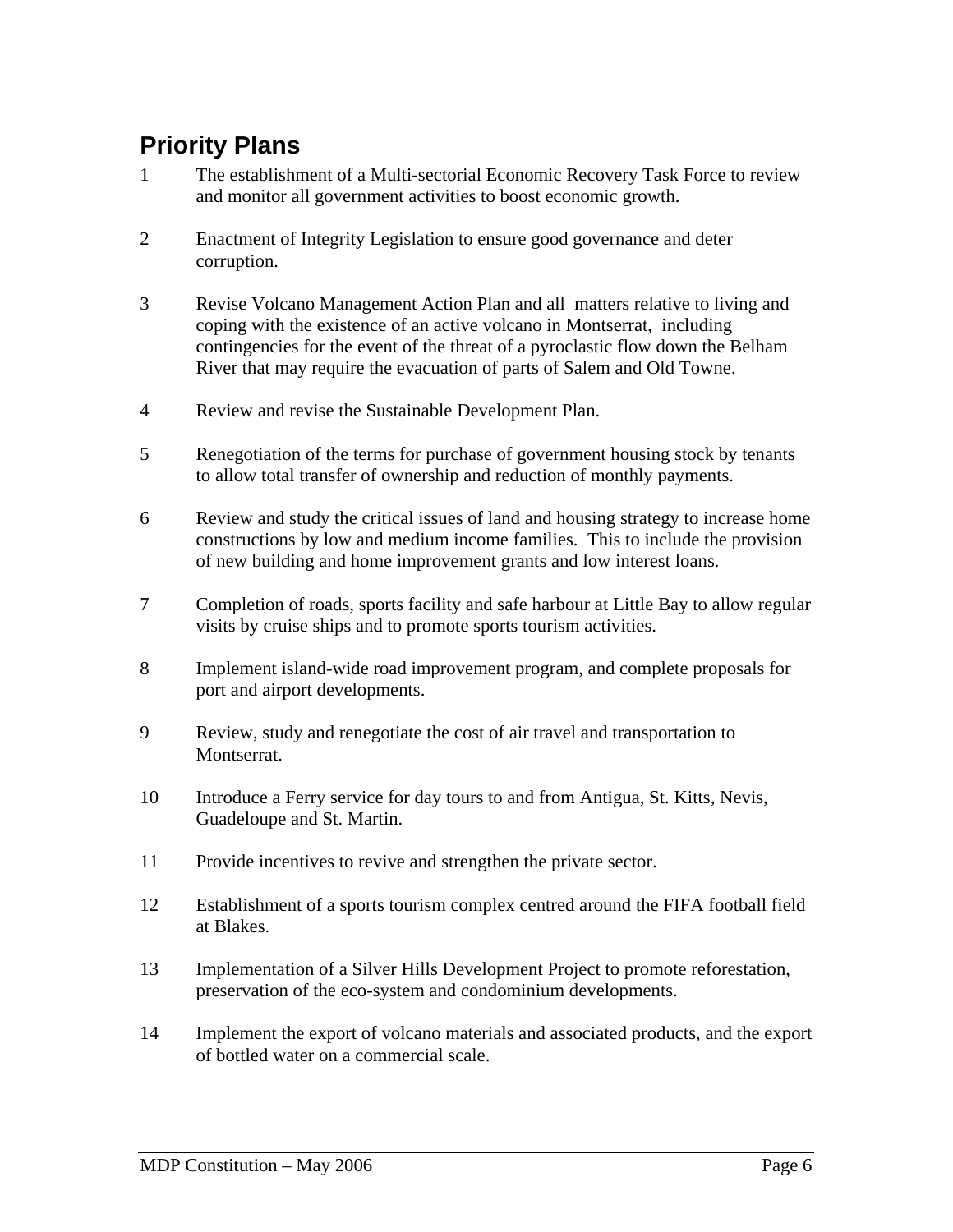## Priority Plans

1. The establishment of a Multi-sectorial Economic Recovery Task Force to review and monitor all government activities to boost economic growth.

2. Enactment of Integrity Legislation to ensure good governance and deter corruption.

3. Revise Volcano Management Action Plan and all matters relative to living and coping with the existence of an active volcano in Montserrat, including contingencies for the event of the threat of a pyroclastic flow down the Belham River that may require the evacuation of parts of Salem and Old Towne.

4. Review and revise the Sustainable Development Plan.

5. Renegotiation of the terms for purchase of government housing stock by tenants to allow total transfer of ownership and reduction of monthly payments.

6. Review and study the critical issues of land and housing strategy to increase home constructions by low and medium income families. This to include the provision of new building and home improvement grants and low interest loans.

7. Completion of roads, sports facility and safe harbour at Little Bay to allow regular visits by cruise ships and to promote sports tourism activities.

8. Implement island-wide road improvement program, and complete proposals for port and airport developments.

9. Review, study and renegotiate the cost of air travel and transportation to Montserrat.

10. Introduce a Ferry service for day tours to and from Antigua, St. Kitts, Nevis, Guadeloupe and St. Martin.

11. Provide incentives to revive and strengthen the private sector.

12. Establishment of a sports tourism complex centred around the FIFA football field at Blakes.

13. Implementation of a Silver Hills Development Project to promote reforestation, preservation of the eco-system and condominium developments.

14. Implement the export of volcano materials and associated products, and the export of bottled water on a commercial scale.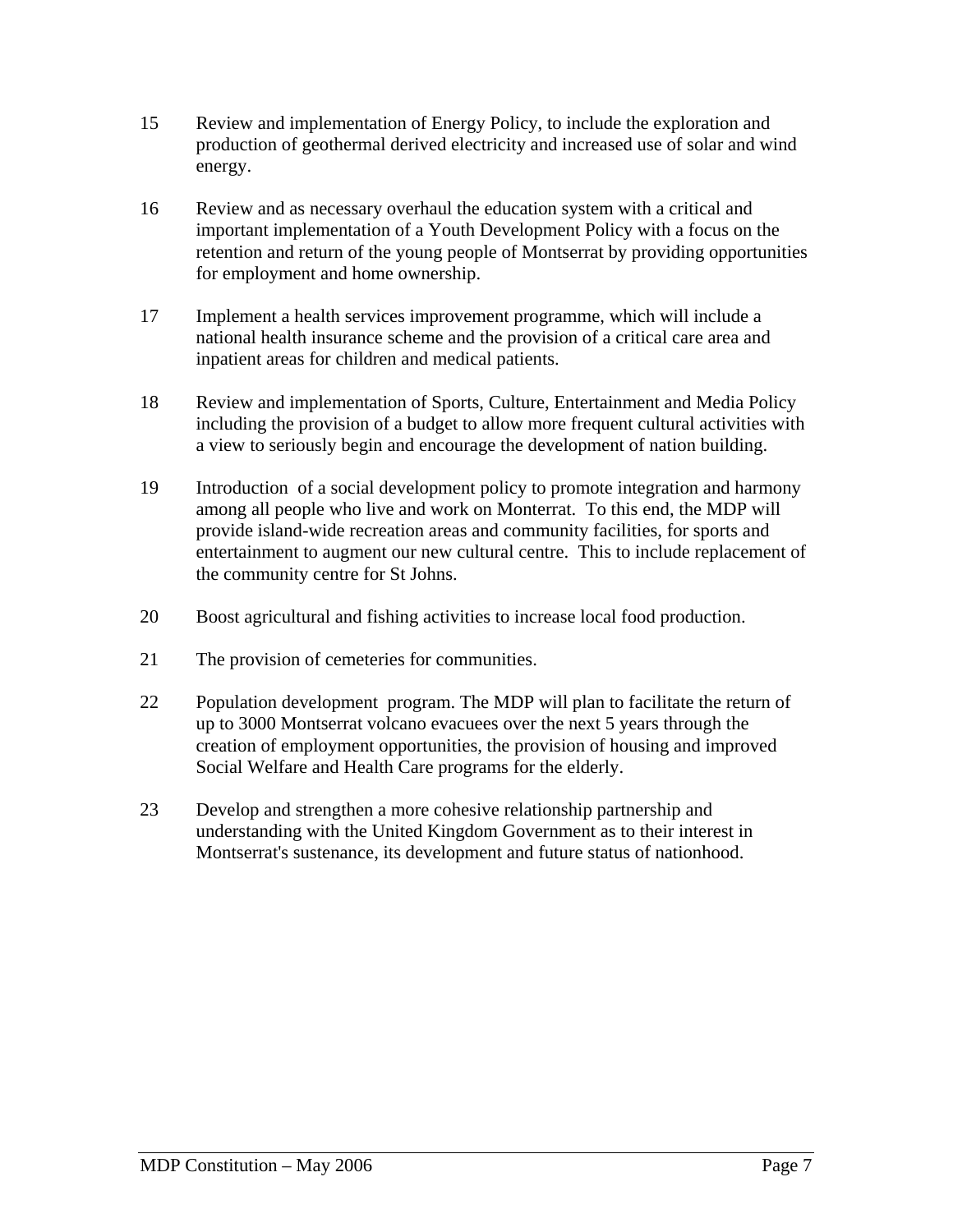15 Review and implementation of Energy Policy, to include the exploration and production of geothermal derived electricity and increased use of solar and wind energy.

16 Review and as necessary overhaul the education system with a critical and important implementation of a Youth Development Policy with a focus on the retention and return of the young people of Montserrat by providing opportunities for employment and home ownership.

17 Implement a health services improvement programme, which will include a national health insurance scheme and the provision of a critical care area and inpatient areas for children and medical patients.

18 Review and implementation of Sports, Culture, Entertainment and Media Policy including the provision of a budget to allow more frequent cultural activities with a view to seriously begin and encourage the development of nation building.

19 Introduction of a social development policy to promote integration and harmony among all people who live and work on Monterrat. To this end, the MDP will provide island-wide recreation areas and community facilities, for sports and entertainment to augment our new cultural centre. This to include replacement of the community centre for St Johns.

20 Boost agricultural and fishing activities to increase local food production.

21 The provision of cemeteries for communities.

22 Population development program. The MDP will plan to facilitate the return of up to 3000 Montserrat volcano evacuees over the next 5 years through the creation of employment opportunities, the provision of housing and improved Social Welfare and Health Care programs for the elderly.

23 Develop and strengthen a more cohesive relationship partnership and understanding with the United Kingdom Government as to their interest in Montserrat's sustenance, its development and future status of nationhood.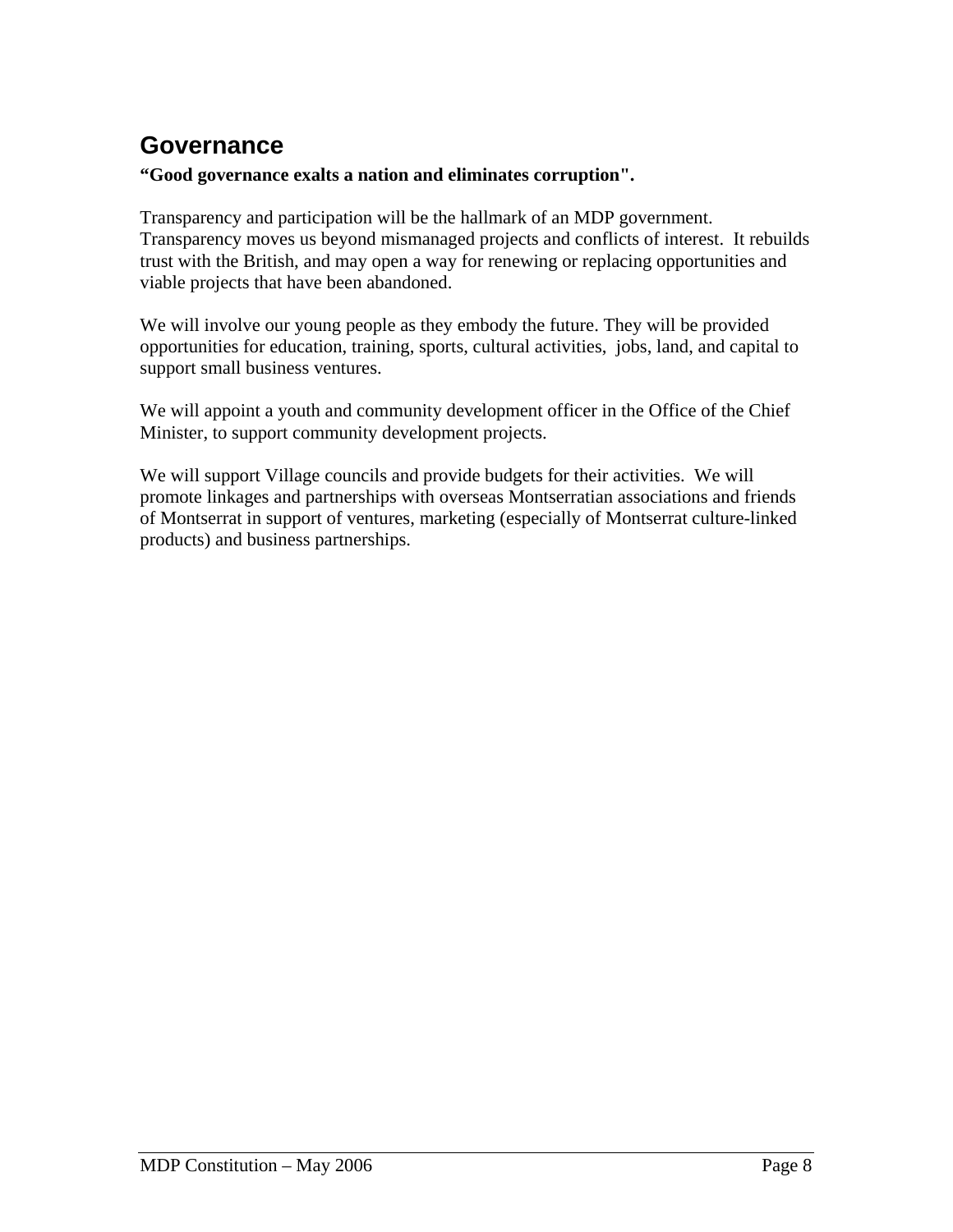## Governance

**"Good governance exalts a nation and eliminates corruption".**

Transparency and participation will be the hallmark of an MDP government. Transparency moves us beyond mismanaged projects and conflicts of interest. It rebuilds trust with the British, and may open a way for renewing or replacing opportunities and viable projects that have been abandoned.

We will involve our young people as they embody the future. They will be provided opportunities for education, training, sports, cultural activities, jobs, land, and capital to support small business ventures.

We will appoint a youth and community development officer in the Office of the Chief Minister, to support community development projects.

We will support Village councils and provide budgets for their activities. We will promote linkages and partnerships with overseas Montserratian associations and friends of Montserrat in support of ventures, marketing (especially of Montserrat culture-linked products) and business partnerships.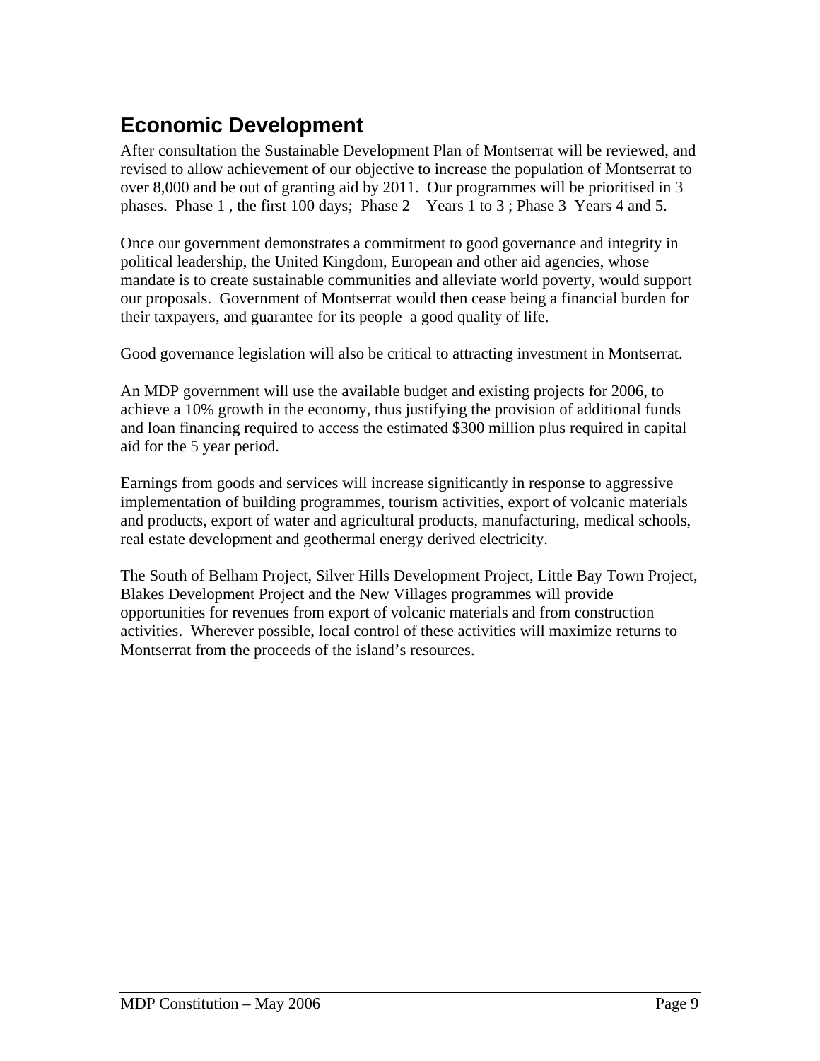## Economic Development

After consultation the Sustainable Development Plan of Montserrat will be reviewed, and revised to allow achievement of our objective to increase the population of Montserrat to over 8,000 and be out of granting aid by 2011. Our programmes will be prioritised in 3 phases. Phase 1 , the first 100 days; Phase 2 Years 1 to 3 ; Phase 3 Years 4 and 5.

Once our government demonstrates a commitment to good governance and integrity in political leadership, the United Kingdom, European and other aid agencies, whose mandate is to create sustainable communities and alleviate world poverty, would support our proposals. Government of Montserrat would then cease being a financial burden for their taxpayers, and guarantee for its people a good quality of life.

Good governance legislation will also be critical to attracting investment in Montserrat.

An MDP government will use the available budget and existing projects for 2006, to achieve a 10% growth in the economy, thus justifying the provision of additional funds and loan financing required to access the estimated $300 million plus required in capital aid for the 5 year period.

Earnings from goods and services will increase significantly in response to aggressive implementation of building programmes, tourism activities, export of volcanic materials and products, export of water and agricultural products, manufacturing, medical schools, real estate development and geothermal energy derived electricity.

The South of Belham Project, Silver Hills Development Project, Little Bay Town Project, Blakes Development Project and the New Villages programmes will provide opportunities for revenues from export of volcanic materials and from construction activities. Wherever possible, local control of these activities will maximize returns to Montserrat from the proceeds of the island's resources.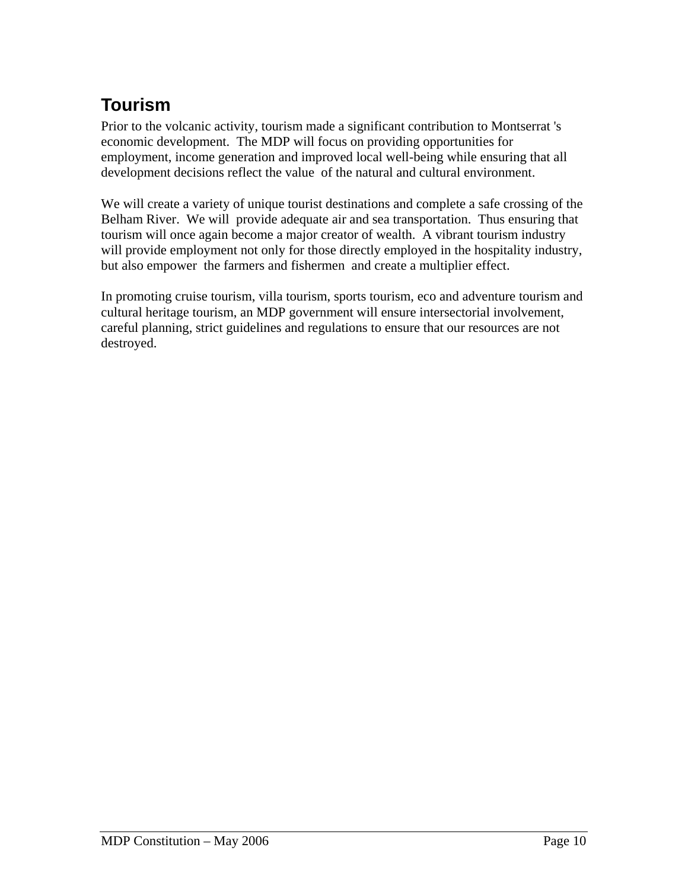## Tourism

Prior to the volcanic activity, tourism made a significant contribution to Montserrat 's economic development. The MDP will focus on providing opportunities for employment, income generation and improved local well-being while ensuring that all development decisions reflect the value of the natural and cultural environment.

We will create a variety of unique tourist destinations and complete a safe crossing of the Belham River. We will provide adequate air and sea transportation. Thus ensuring that tourism will once again become a major creator of wealth. A vibrant tourism industry will provide employment not only for those directly employed in the hospitality industry, but also empower the farmers and fishermen and create a multiplier effect.

In promoting cruise tourism, villa tourism, sports tourism, eco and adventure tourism and cultural heritage tourism, an MDP government will ensure intersectorial involvement, careful planning, strict guidelines and regulations to ensure that our resources are not destroyed.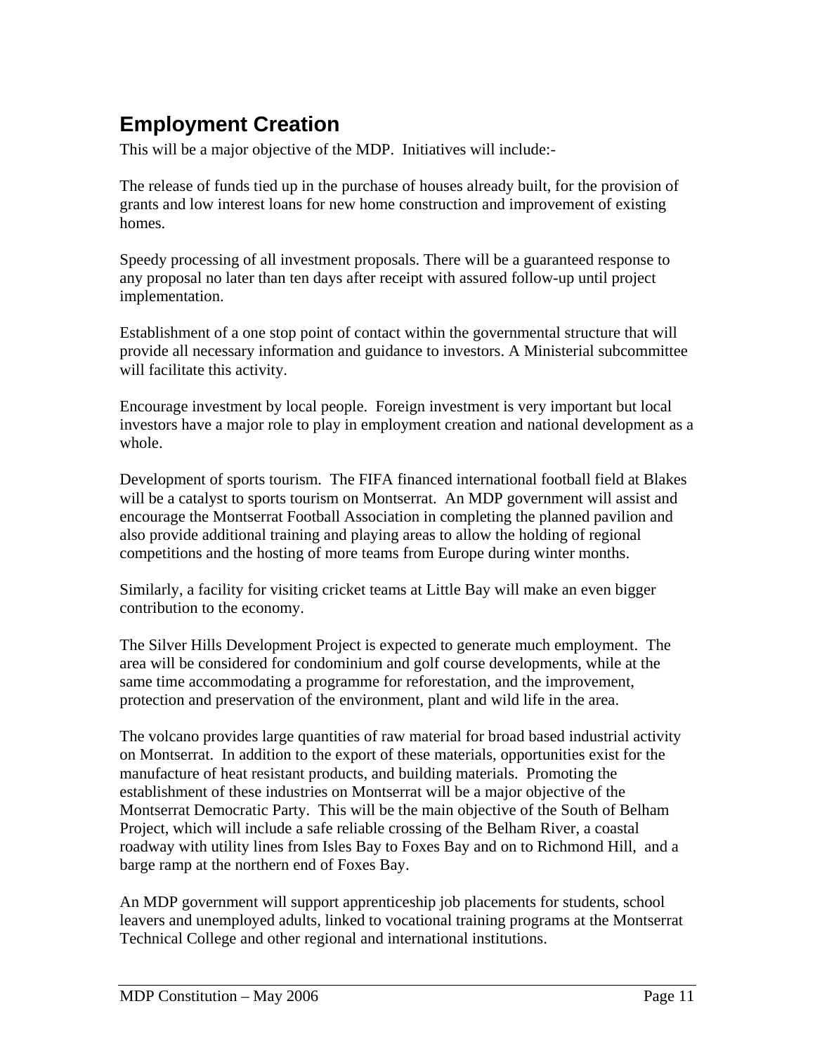## Employment Creation

This will be a major objective of the MDP. Initiatives will include:-

The release of funds tied up in the purchase of houses already built, for the provision of grants and low interest loans for new home construction and improvement of existing homes.

Speedy processing of all investment proposals. There will be a guaranteed response to any proposal no later than ten days after receipt with assured follow-up until project implementation.

Establishment of a one stop point of contact within the governmental structure that will provide all necessary information and guidance to investors. A Ministerial subcommittee will facilitate this activity.

Encourage investment by local people. Foreign investment is very important but local investors have a major role to play in employment creation and national development as a whole.

Development of sports tourism. The FIFA financed international football field at Blakes will be a catalyst to sports tourism on Montserrat. An MDP government will assist and encourage the Montserrat Football Association in completing the planned pavilion and also provide additional training and playing areas to allow the holding of regional competitions and the hosting of more teams from Europe during winter months.

Similarly, a facility for visiting cricket teams at Little Bay will make an even bigger contribution to the economy.

The Silver Hills Development Project is expected to generate much employment. The area will be considered for condominium and golf course developments, while at the same time accommodating a programme for reforestation, and the improvement, protection and preservation of the environment, plant and wild life in the area.

The volcano provides large quantities of raw material for broad based industrial activity on Montserrat. In addition to the export of these materials, opportunities exist for the manufacture of heat resistant products, and building materials. Promoting the establishment of these industries on Montserrat will be a major objective of the Montserrat Democratic Party. This will be the main objective of the South of Belham Project, which will include a safe reliable crossing of the Belham River, a coastal roadway with utility lines from Isles Bay to Foxes Bay and on to Richmond Hill, and a barge ramp at the northern end of Foxes Bay.

An MDP government will support apprenticeship job placements for students, school leavers and unemployed adults, linked to vocational training programs at the Montserrat Technical College and other regional and international institutions.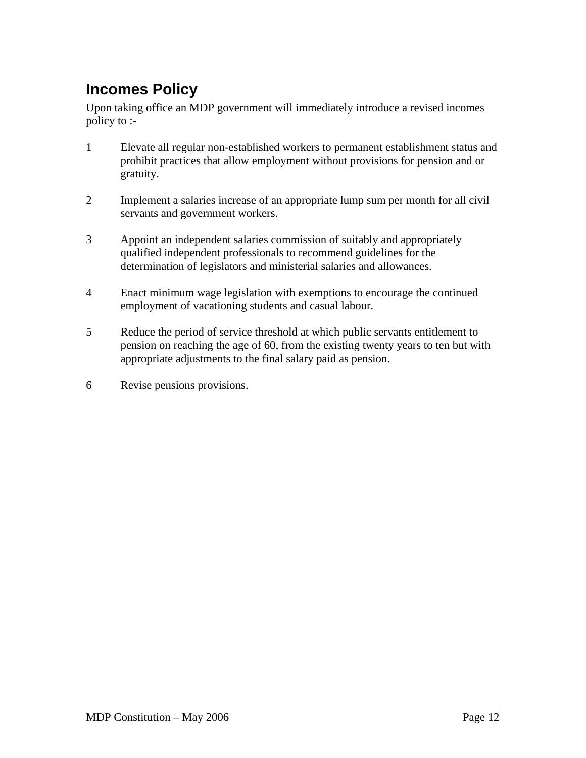## Incomes Policy

Upon taking office an MDP government will immediately introduce a revised incomes policy to :-

1. Elevate all regular non-established workers to permanent establishment status and prohibit practices that allow employment without provisions for pension and or gratuity.

2. Implement a salaries increase of an appropriate lump sum per month for all civil servants and government workers.

3. Appoint an independent salaries commission of suitably and appropriately qualified independent professionals to recommend guidelines for the determination of legislators and ministerial salaries and allowances.

4. Enact minimum wage legislation with exemptions to encourage the continued employment of vacationing students and casual labour.

5. Reduce the period of service threshold at which public servants entitlement to pension on reaching the age of 60, from the existing twenty years to ten but with appropriate adjustments to the final salary paid as pension.

6. Revise pensions provisions.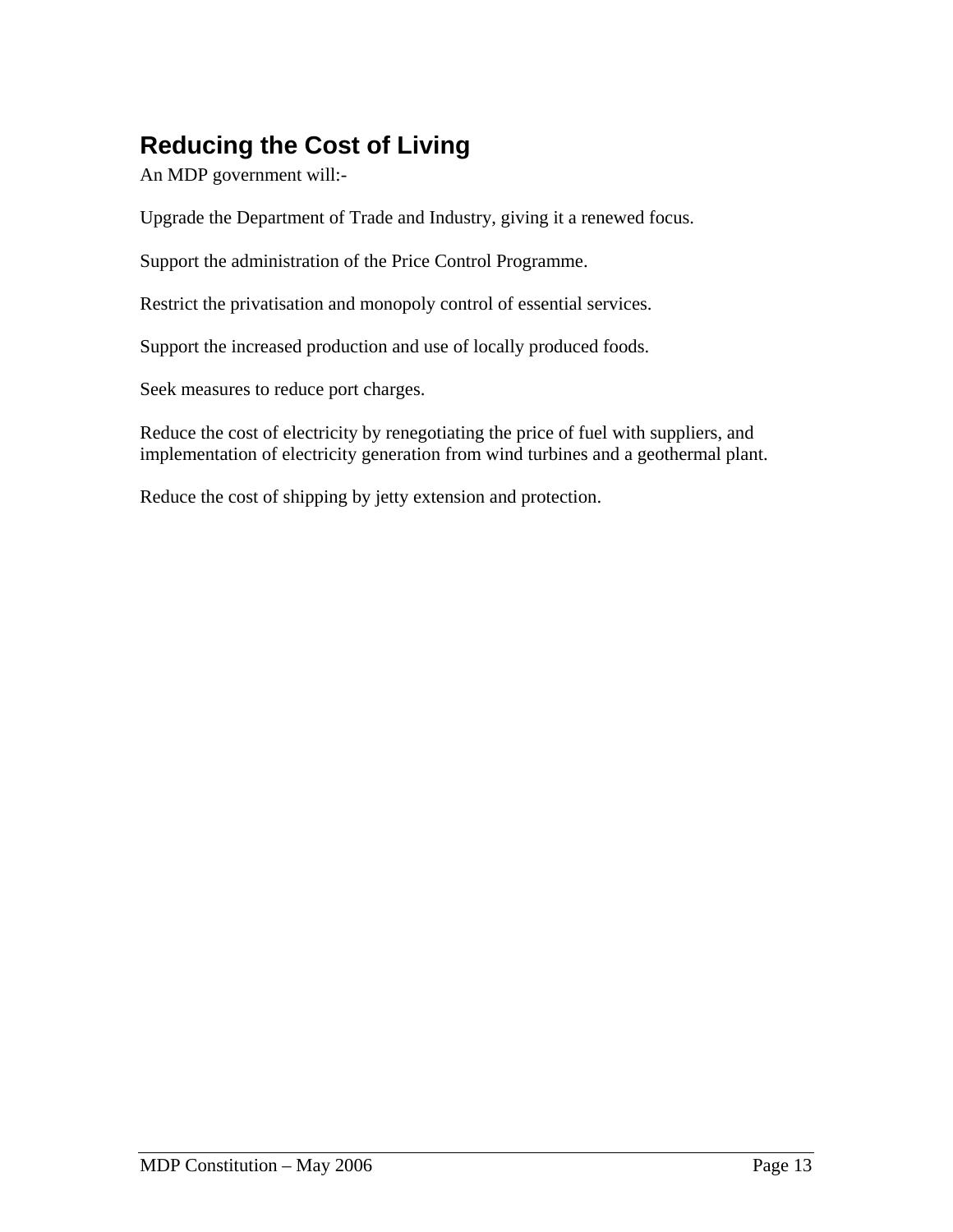## Reducing the Cost of Living

An MDP government will:-

Upgrade the Department of Trade and Industry, giving it a renewed focus.

Support the administration of the Price Control Programme.

Restrict the privatisation and monopoly control of essential services.

Support the increased production and use of locally produced foods.

Seek measures to reduce port charges.

Reduce the cost of electricity by renegotiating the price of fuel with suppliers, and implementation of electricity generation from wind turbines and a geothermal plant.

Reduce the cost of shipping by jetty extension and protection.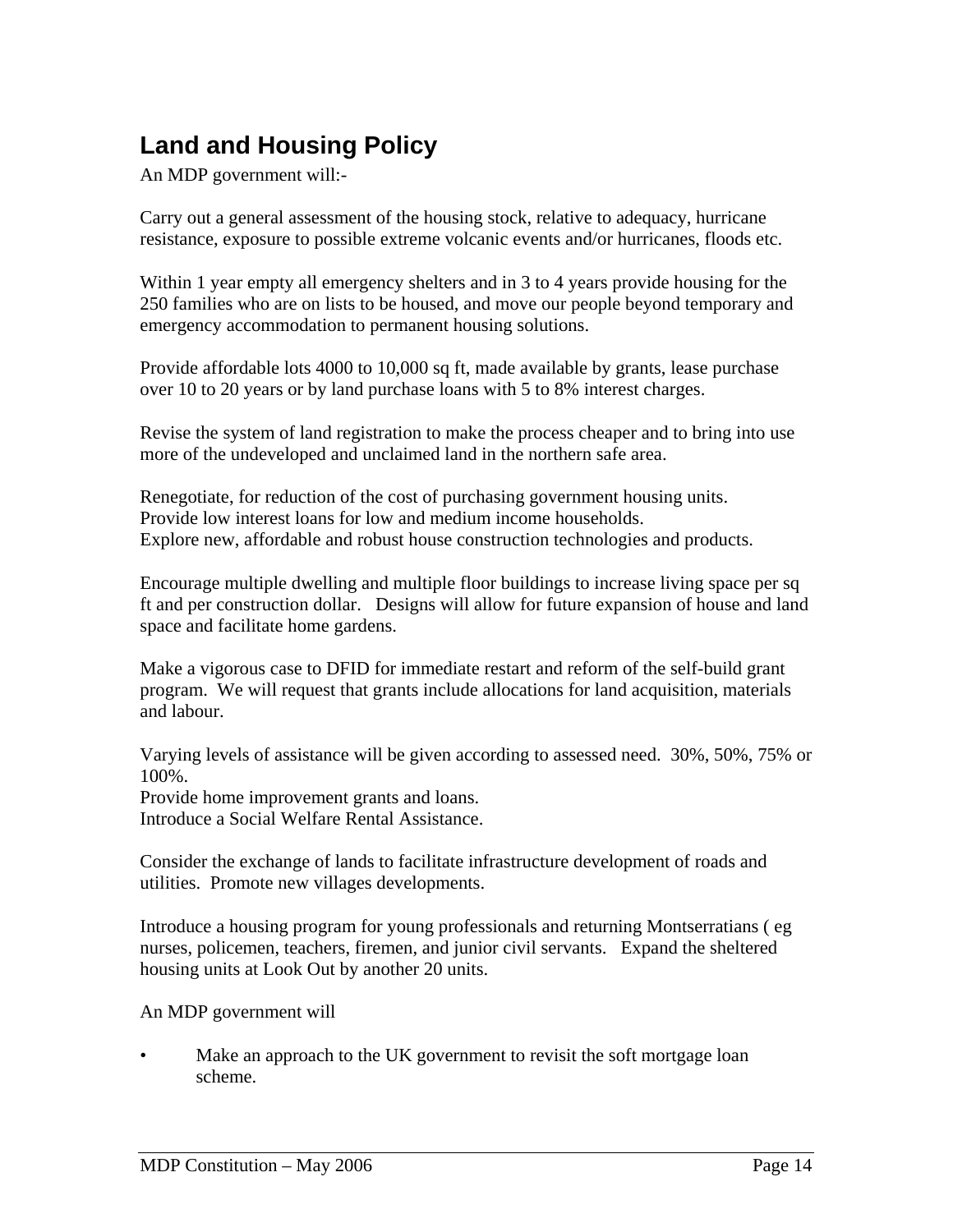## Land and Housing Policy

An MDP government will:-

Carry out a general assessment of the housing stock, relative to adequacy, hurricane resistance, exposure to possible extreme volcanic events and/or hurricanes, floods etc.

Within 1 year empty all emergency shelters and in 3 to 4 years provide housing for the 250 families who are on lists to be housed, and move our people beyond temporary and emergency accommodation to permanent housing solutions.

Provide affordable lots 4000 to 10,000 sq ft, made available by grants, lease purchase over 10 to 20 years or by land purchase loans with 5 to 8% interest charges.

Revise the system of land registration to make the process cheaper and to bring into use more of the undeveloped and unclaimed land in the northern safe area.

Renegotiate, for reduction of the cost of purchasing government housing units.
Provide low interest loans for low and medium income households.
Explore new, affordable and robust house construction technologies and products.

Encourage multiple dwelling and multiple floor buildings to increase living space per sq ft and per construction dollar. Designs will allow for future expansion of house and land space and facilitate home gardens.

Make a vigorous case to DFID for immediate restart and reform of the self-build grant program. We will request that grants include allocations for land acquisition, materials and labour.

Varying levels of assistance will be given according to assessed need. 30%, 50%, 75% or 100%.
Provide home improvement grants and loans.
Introduce a Social Welfare Rental Assistance.

Consider the exchange of lands to facilitate infrastructure development of roads and utilities. Promote new villages developments.

Introduce a housing program for young professionals and returning Montserratians ( eg nurses, policemen, teachers, firemen, and junior civil servants. Expand the sheltered housing units at Look Out by another 20 units.

An MDP government will

- Make an approach to the UK government to revisit the soft mortgage loan scheme.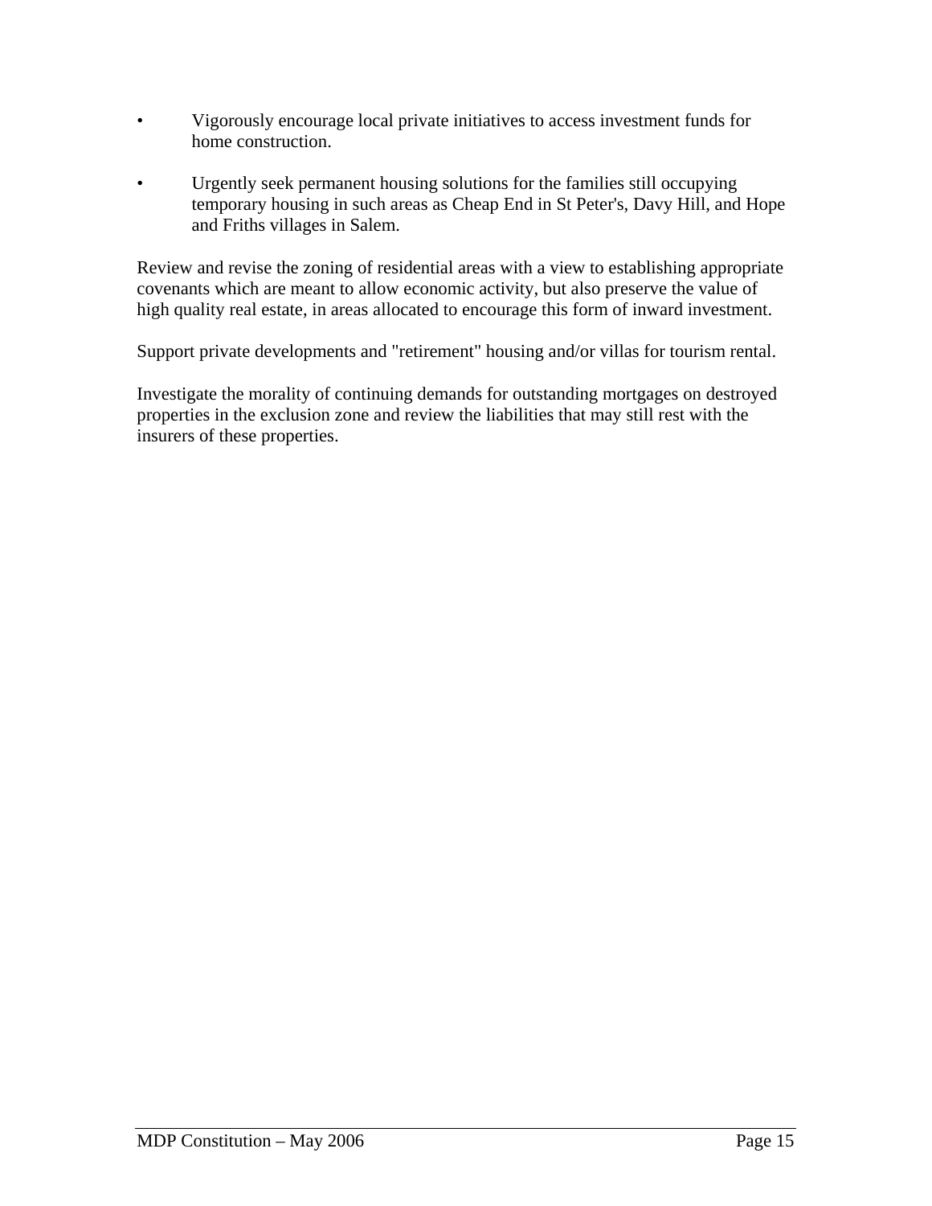- Vigorously encourage local private initiatives to access investment funds for home construction.

- Urgently seek permanent housing solutions for the families still occupying temporary housing in such areas as Cheap End in St Peter's, Davy Hill, and Hope and Friths villages in Salem.

Review and revise the zoning of residential areas with a view to establishing appropriate covenants which are meant to allow economic activity, but also preserve the value of high quality real estate, in areas allocated to encourage this form of inward investment.

Support private developments and "retirement" housing and/or villas for tourism rental.

Investigate the morality of continuing demands for outstanding mortgages on destroyed properties in the exclusion zone and review the liabilities that may still rest with the insurers of these properties.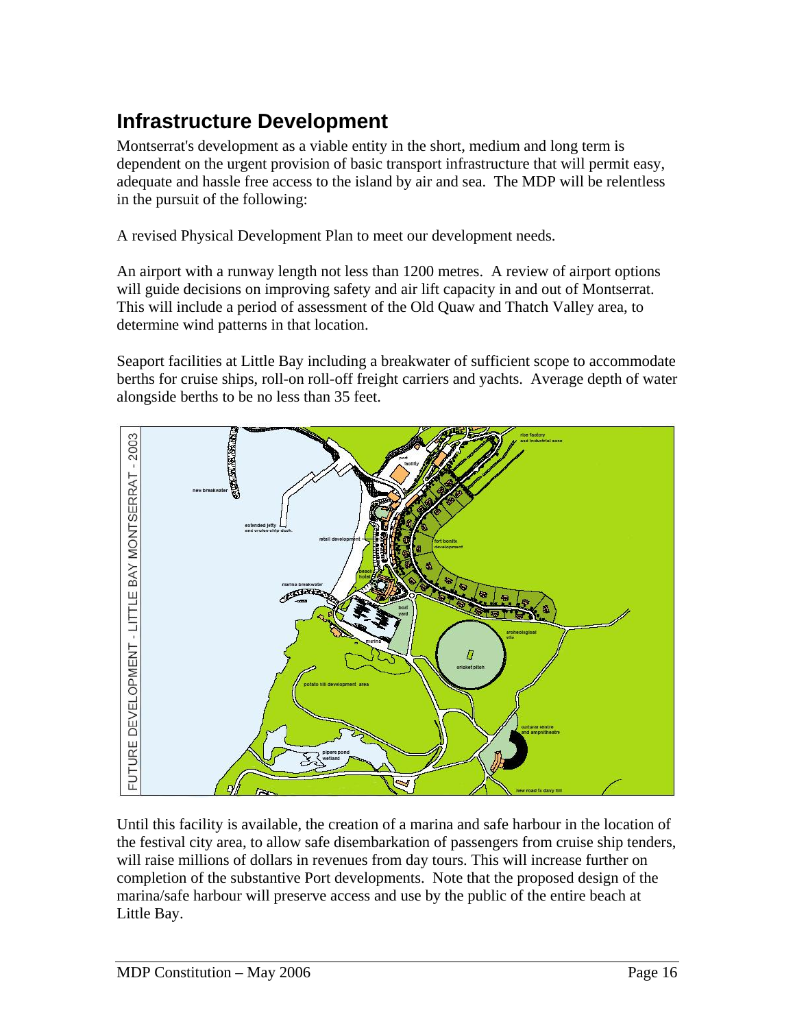## Infrastructure Development

Montserrat's development as a viable entity in the short, medium and long term is dependent on the urgent provision of basic transport infrastructure that will permit easy, adequate and hassle free access to the island by air and sea. The MDP will be relentless in the pursuit of the following:

A revised Physical Development Plan to meet our development needs.

An airport with a runway length not less than 1200 metres. A review of airport options will guide decisions on improving safety and air lift capacity in and out of Montserrat. This will include a period of assessment of the Old Quaw and Thatch Valley area, to determine wind patterns in that location.

Seaport facilities at Little Bay including a breakwater of sufficient scope to accommodate berths for cruise ships, roll-on roll-off freight carriers and yachts. Average depth of water alongside berths to be no less than 35 feet.

FUTURE DEVELOPMENT - LITTLE BAY MONTSERRAT - 2003

Until this facility is available, the creation of a marina and safe harbour in the location of the festival city area, to allow safe disembarkation of passengers from cruise ship tenders, will raise millions of dollars in revenues from day tours. This will increase further on completion of the substantive Port developments. Note that the proposed design of the marina/safe harbour will preserve access and use by the public of the entire beach at Little Bay.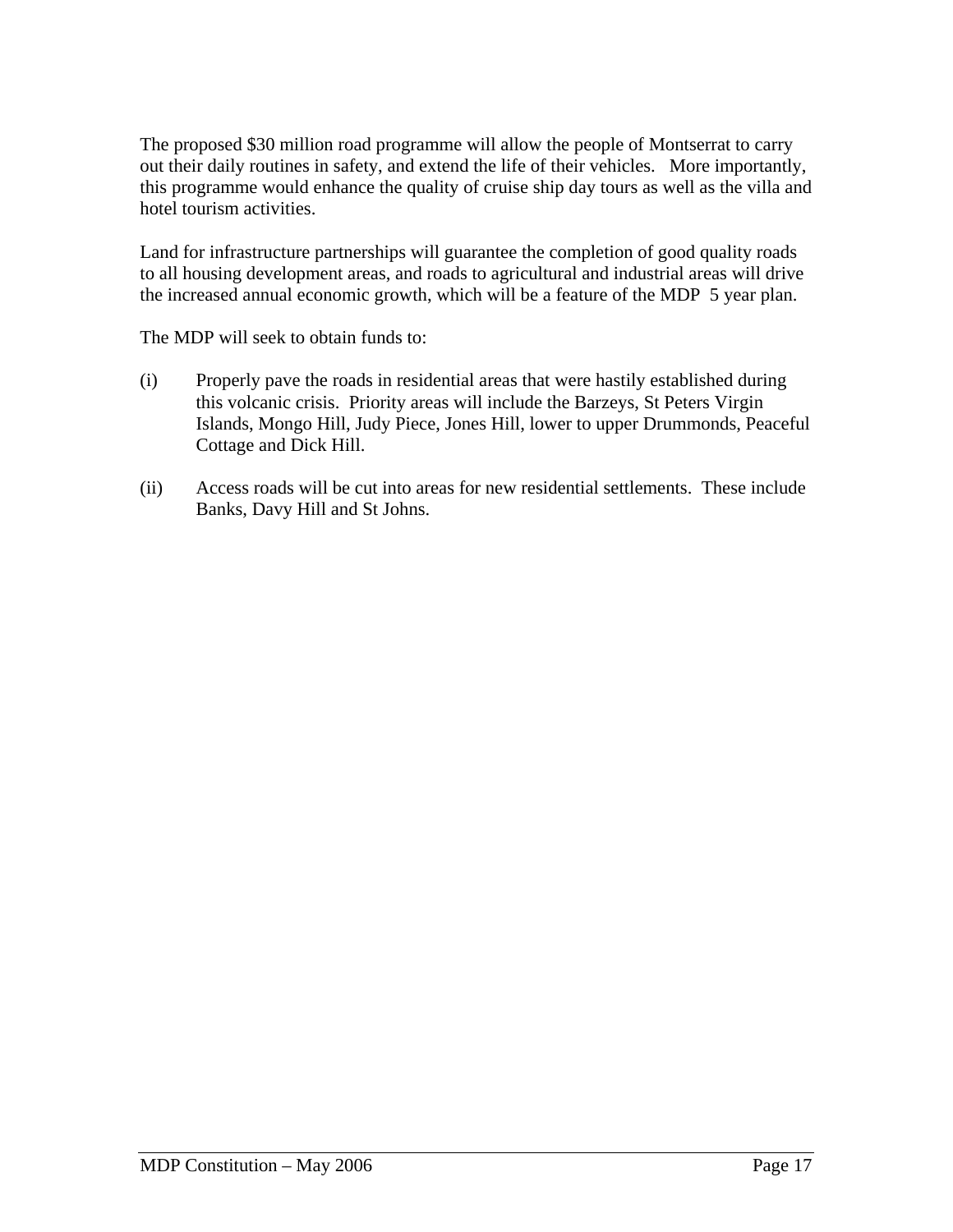The proposed $30 million road programme will allow the people of Montserrat to carry out their daily routines in safety, and extend the life of their vehicles.   More importantly, this programme would enhance the quality of cruise ship day tours as well as the villa and hotel tourism activities.

Land for infrastructure partnerships will guarantee the completion of good quality roads to all housing development areas, and roads to agricultural and industrial areas will drive the increased annual economic growth, which will be a feature of the MDP  5 year plan.

The MDP will seek to obtain funds to:

(i) Properly pave the roads in residential areas that were hastily established during this volcanic crisis.  Priority areas will include the Barzeys, St Peters Virgin Islands, Mongo Hill, Judy Piece, Jones Hill, lower to upper Drummonds, Peaceful Cottage and Dick Hill.

(ii) Access roads will be cut into areas for new residential settlements.  These include Banks, Davy Hill and St Johns.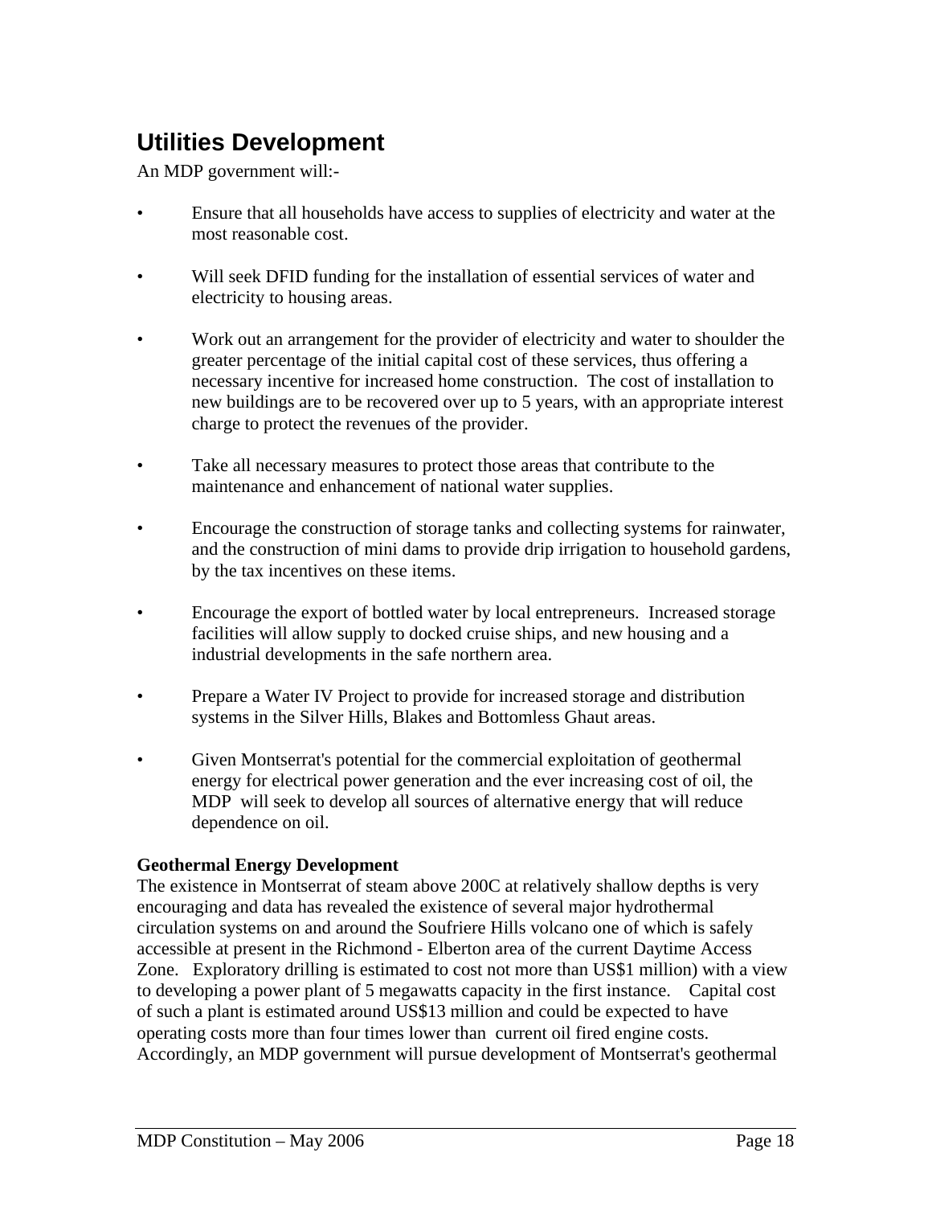## Utilities Development

An MDP government will:-

- Ensure that all households have access to supplies of electricity and water at the most reasonable cost.
- Will seek DFID funding for the installation of essential services of water and electricity to housing areas.
- Work out an arrangement for the provider of electricity and water to shoulder the greater percentage of the initial capital cost of these services, thus offering a necessary incentive for increased home construction. The cost of installation to new buildings are to be recovered over up to 5 years, with an appropriate interest charge to protect the revenues of the provider.
- Take all necessary measures to protect those areas that contribute to the maintenance and enhancement of national water supplies.
- Encourage the construction of storage tanks and collecting systems for rainwater, and the construction of mini dams to provide drip irrigation to household gardens, by the tax incentives on these items.
- Encourage the export of bottled water by local entrepreneurs. Increased storage facilities will allow supply to docked cruise ships, and new housing and a industrial developments in the safe northern area.
- Prepare a Water IV Project to provide for increased storage and distribution systems in the Silver Hills, Blakes and Bottomless Ghaut areas.
- Given Montserrat's potential for the commercial exploitation of geothermal energy for electrical power generation and the ever increasing cost of oil, the MDP will seek to develop all sources of alternative energy that will reduce dependence on oil.

**Geothermal Energy Development**

The existence in Montserrat of steam above 200C at relatively shallow depths is very encouraging and data has revealed the existence of several major hydrothermal circulation systems on and around the Soufriere Hills volcano one of which is safely accessible at present in the Richmond - Elberton area of the current Daytime Access Zone. Exploratory drilling is estimated to cost not more than US$1 million) with a view to developing a power plant of 5 megawatts capacity in the first instance. Capital cost of such a plant is estimated around US$13 million and could be expected to have operating costs more than four times lower than current oil fired engine costs. Accordingly, an MDP government will pursue development of Montserrat's geothermal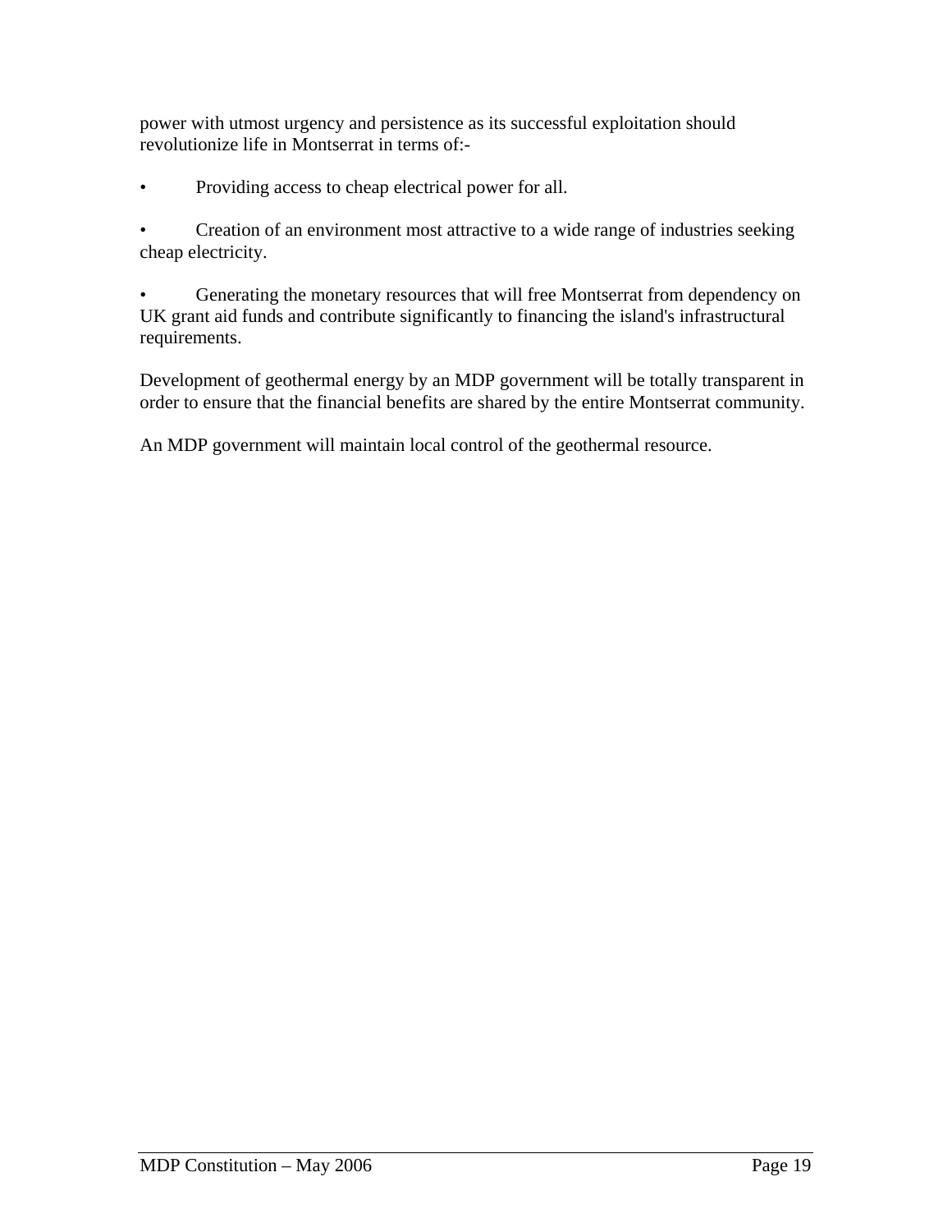power with utmost urgency and persistence as its successful exploitation should revolutionize life in Montserrat in terms of:-

- Providing access to cheap electrical power for all.

- Creation of an environment most attractive to a wide range of industries seeking cheap electricity.

- Generating the monetary resources that will free Montserrat from dependency on UK grant aid funds and contribute significantly to financing the island's infrastructural requirements.

Development of geothermal energy by an MDP government will be totally transparent in order to ensure that the financial benefits are shared by the entire Montserrat community.

An MDP government will maintain local control of the geothermal resource.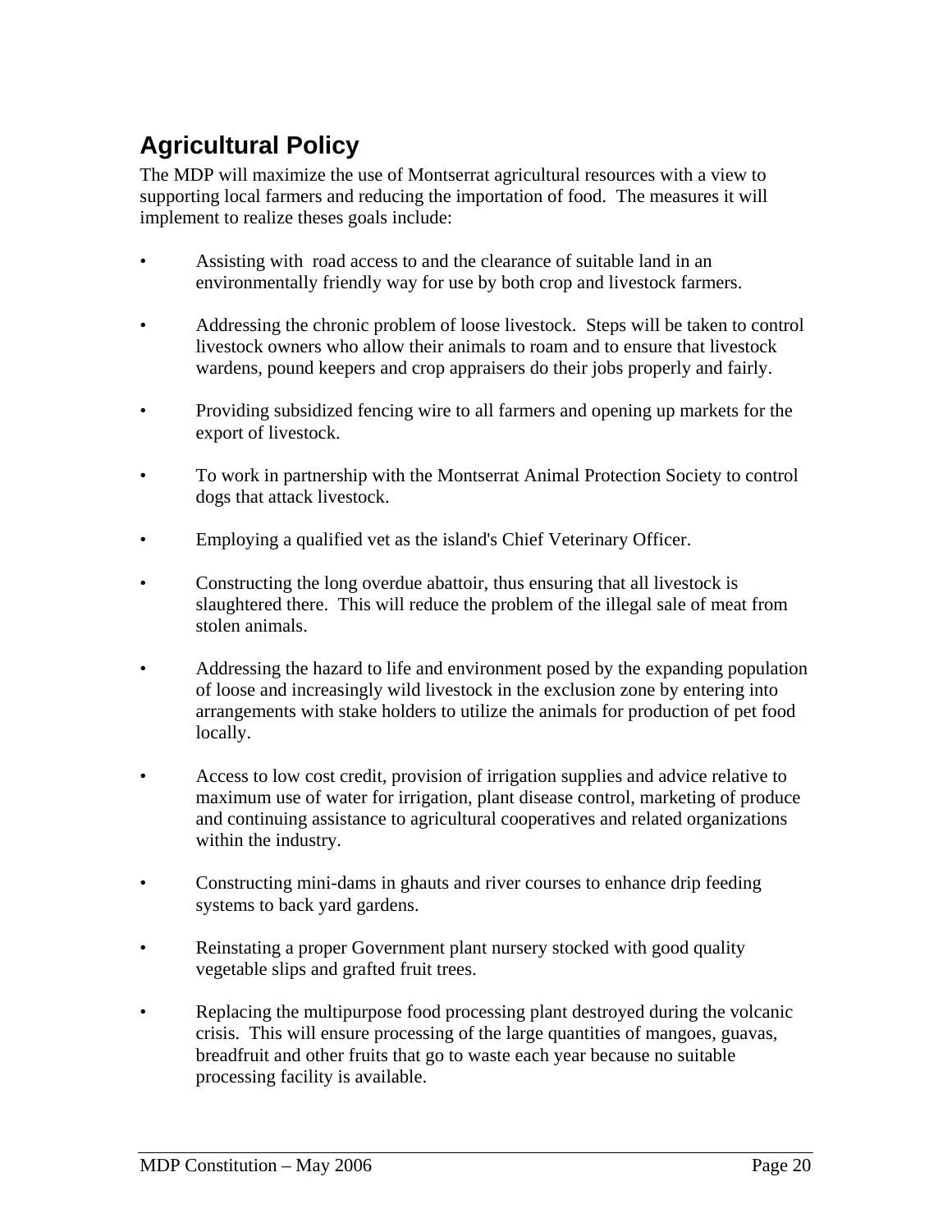## Agricultural Policy

The MDP will maximize the use of Montserrat agricultural resources with a view to supporting local farmers and reducing the importation of food. The measures it will implement to realize theses goals include:

- Assisting with road access to and the clearance of suitable land in an environmentally friendly way for use by both crop and livestock farmers.

- Addressing the chronic problem of loose livestock. Steps will be taken to control livestock owners who allow their animals to roam and to ensure that livestock wardens, pound keepers and crop appraisers do their jobs properly and fairly.

- Providing subsidized fencing wire to all farmers and opening up markets for the export of livestock.

- To work in partnership with the Montserrat Animal Protection Society to control dogs that attack livestock.

- Employing a qualified vet as the island's Chief Veterinary Officer.

- Constructing the long overdue abattoir, thus ensuring that all livestock is slaughtered there. This will reduce the problem of the illegal sale of meat from stolen animals.

- Addressing the hazard to life and environment posed by the expanding population of loose and increasingly wild livestock in the exclusion zone by entering into arrangements with stake holders to utilize the animals for production of pet food locally.

- Access to low cost credit, provision of irrigation supplies and advice relative to maximum use of water for irrigation, plant disease control, marketing of produce and continuing assistance to agricultural cooperatives and related organizations within the industry.

- Constructing mini-dams in ghauts and river courses to enhance drip feeding systems to back yard gardens.

- Reinstating a proper Government plant nursery stocked with good quality vegetable slips and grafted fruit trees.

- Replacing the multipurpose food processing plant destroyed during the volcanic crisis. This will ensure processing of the large quantities of mangoes, guavas, breadfruit and other fruits that go to waste each year because no suitable processing facility is available.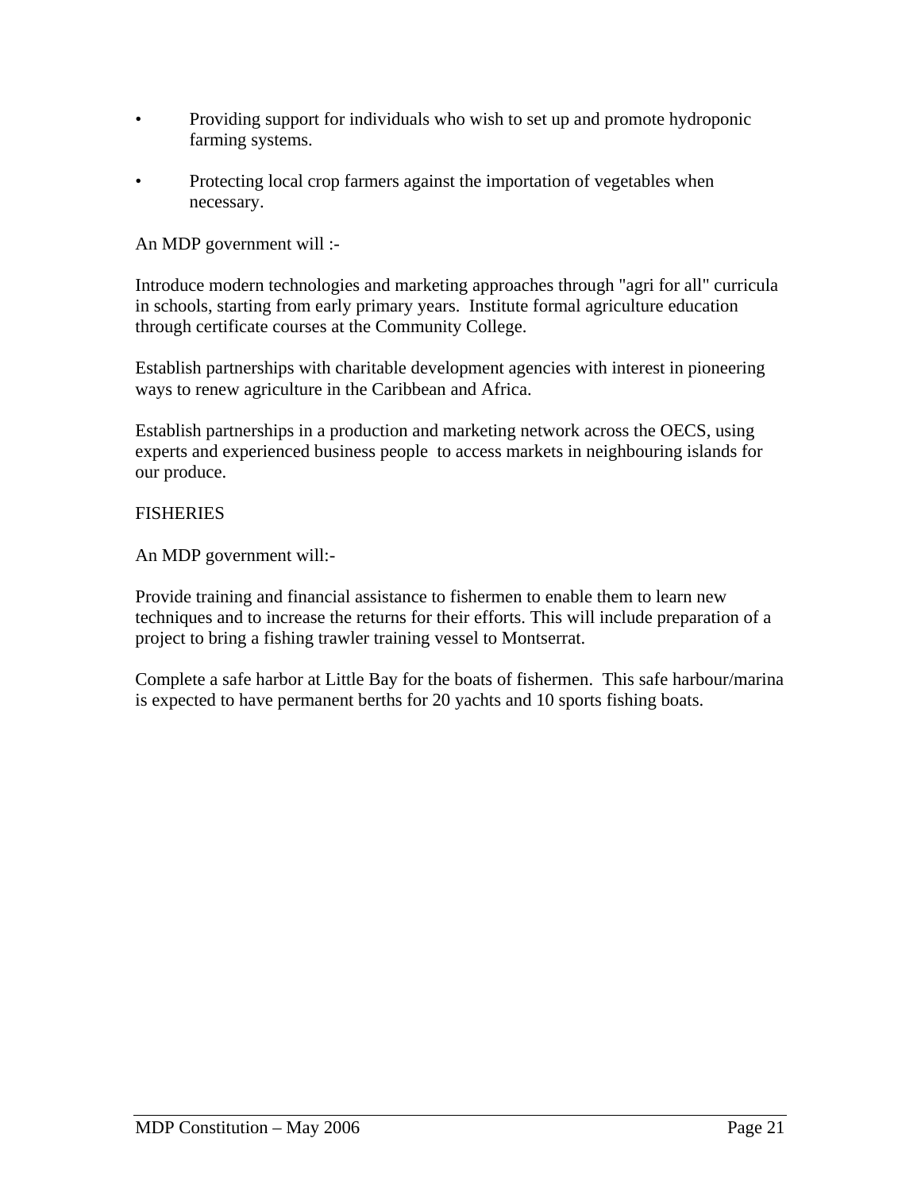- Providing support for individuals who wish to set up and promote hydroponic farming systems.

- Protecting local crop farmers against the importation of vegetables when necessary.

An MDP government will :-

Introduce modern technologies and marketing approaches through "agri for all" curricula in schools, starting from early primary years. Institute formal agriculture education through certificate courses at the Community College.

Establish partnerships with charitable development agencies with interest in pioneering ways to renew agriculture in the Caribbean and Africa.

Establish partnerships in a production and marketing network across the OECS, using experts and experienced business people to access markets in neighbouring islands for our produce.

## FISHERIES

An MDP government will:-

Provide training and financial assistance to fishermen to enable them to learn new techniques and to increase the returns for their efforts. This will include preparation of a project to bring a fishing trawler training vessel to Montserrat.

Complete a safe harbor at Little Bay for the boats of fishermen. This safe harbour/marina is expected to have permanent berths for 20 yachts and 10 sports fishing boats.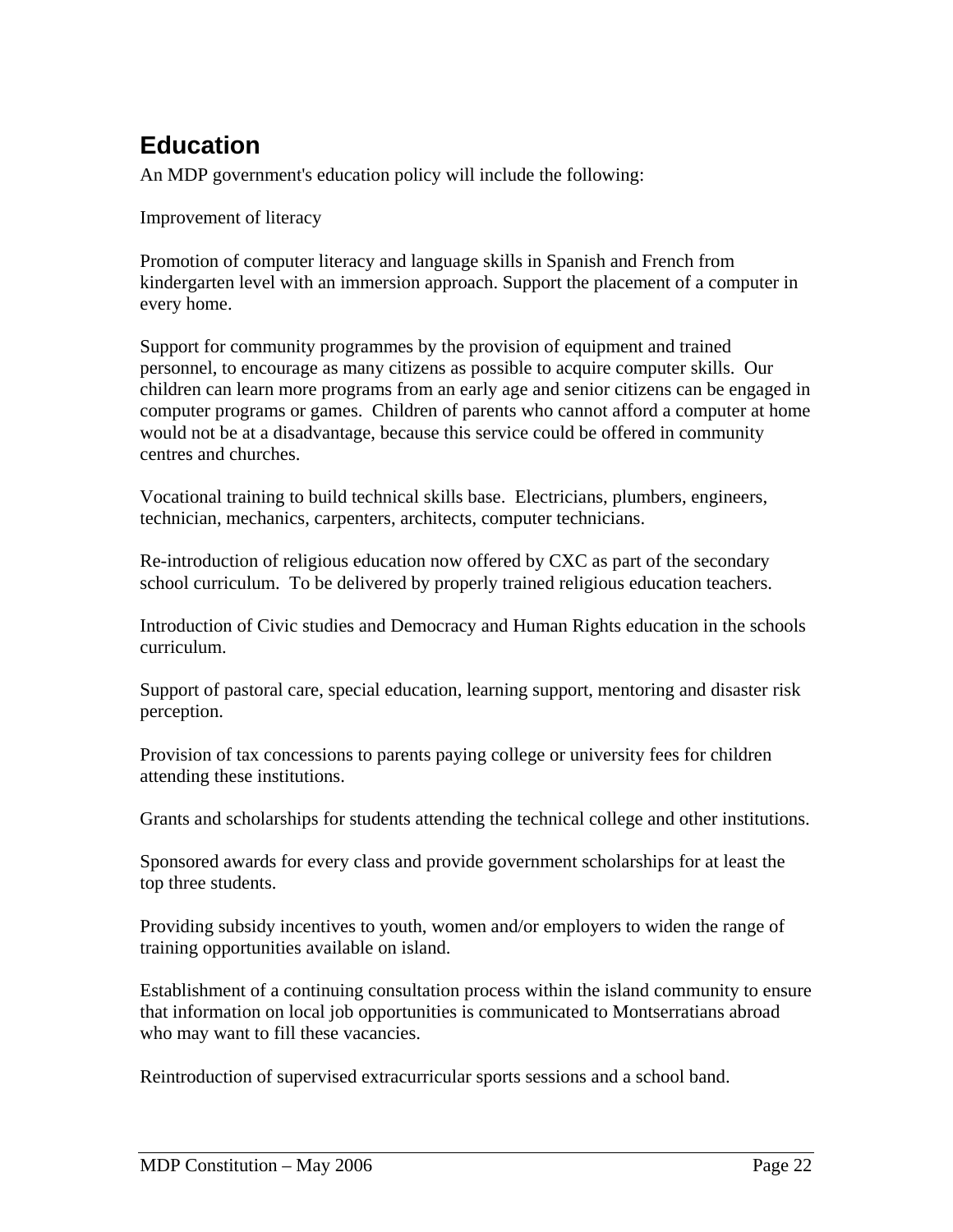## Education

An MDP government's education policy will include the following:

Improvement of literacy

Promotion of computer literacy and language skills in Spanish and French from kindergarten level with an immersion approach. Support the placement of a computer in every home.

Support for community programmes by the provision of equipment and trained personnel, to encourage as many citizens as possible to acquire computer skills. Our children can learn more programs from an early age and senior citizens can be engaged in computer programs or games. Children of parents who cannot afford a computer at home would not be at a disadvantage, because this service could be offered in community centres and churches.

Vocational training to build technical skills base. Electricians, plumbers, engineers, technician, mechanics, carpenters, architects, computer technicians.

Re-introduction of religious education now offered by CXC as part of the secondary school curriculum. To be delivered by properly trained religious education teachers.

Introduction of Civic studies and Democracy and Human Rights education in the schools curriculum.

Support of pastoral care, special education, learning support, mentoring and disaster risk perception.

Provision of tax concessions to parents paying college or university fees for children attending these institutions.

Grants and scholarships for students attending the technical college and other institutions.

Sponsored awards for every class and provide government scholarships for at least the top three students.

Providing subsidy incentives to youth, women and/or employers to widen the range of training opportunities available on island.

Establishment of a continuing consultation process within the island community to ensure that information on local job opportunities is communicated to Montserratians abroad who may want to fill these vacancies.

Reintroduction of supervised extracurricular sports sessions and a school band.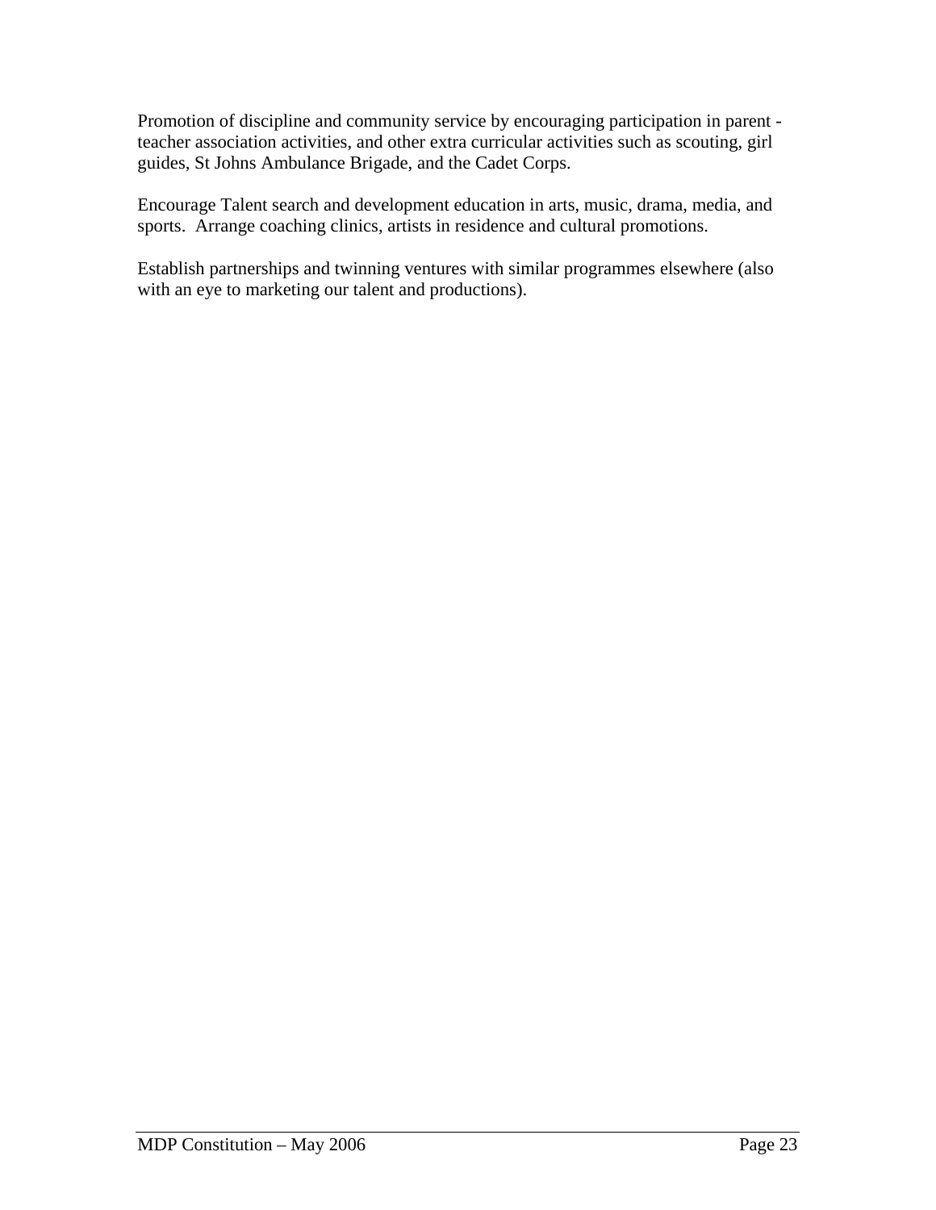Promotion of discipline and community service by encouraging participation in parent - teacher association activities, and other extra curricular activities such as scouting, girl guides, St Johns Ambulance Brigade, and the Cadet Corps.

Encourage Talent search and development education in arts, music, drama, media, and sports.  Arrange coaching clinics, artists in residence and cultural promotions.

Establish partnerships and twinning ventures with similar programmes elsewhere (also with an eye to marketing our talent and productions).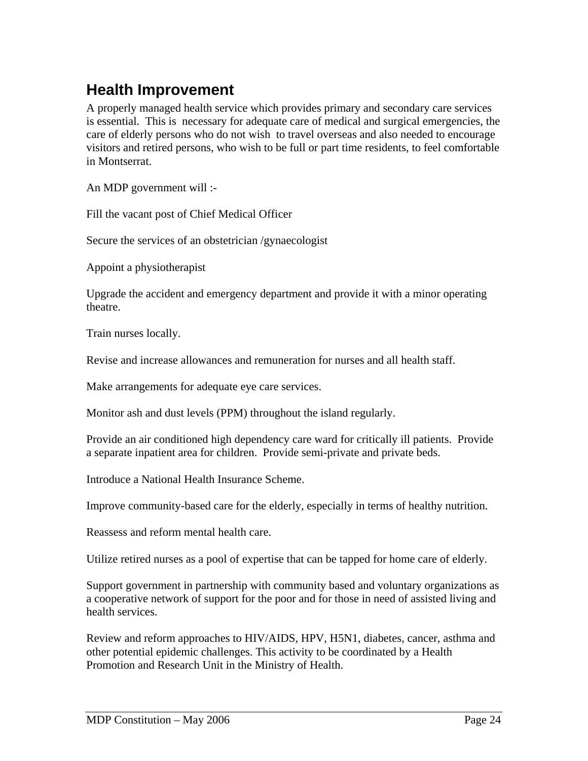## Health Improvement

A properly managed health service which provides primary and secondary care services is essential. This is necessary for adequate care of medical and surgical emergencies, the care of elderly persons who do not wish to travel overseas and also needed to encourage visitors and retired persons, who wish to be full or part time residents, to feel comfortable in Montserrat.

An MDP government will :-

Fill the vacant post of Chief Medical Officer

Secure the services of an obstetrician /gynaecologist

Appoint a physiotherapist

Upgrade the accident and emergency department and provide it with a minor operating theatre.

Train nurses locally.

Revise and increase allowances and remuneration for nurses and all health staff.

Make arrangements for adequate eye care services.

Monitor ash and dust levels (PPM) throughout the island regularly.

Provide an air conditioned high dependency care ward for critically ill patients. Provide a separate inpatient area for children. Provide semi-private and private beds.

Introduce a National Health Insurance Scheme.

Improve community-based care for the elderly, especially in terms of healthy nutrition.

Reassess and reform mental health care.

Utilize retired nurses as a pool of expertise that can be tapped for home care of elderly.

Support government in partnership with community based and voluntary organizations as a cooperative network of support for the poor and for those in need of assisted living and health services.

Review and reform approaches to HIV/AIDS, HPV, H5N1, diabetes, cancer, asthma and other potential epidemic challenges. This activity to be coordinated by a Health Promotion and Research Unit in the Ministry of Health.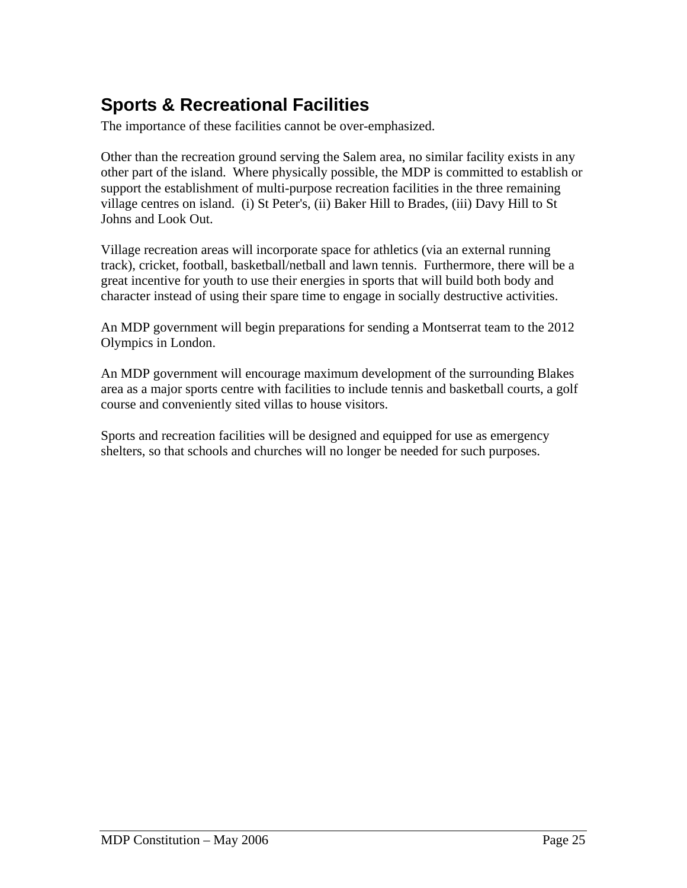## Sports & Recreational Facilities

The importance of these facilities cannot be over-emphasized.

Other than the recreation ground serving the Salem area, no similar facility exists in any other part of the island. Where physically possible, the MDP is committed to establish or support the establishment of multi-purpose recreation facilities in the three remaining village centres on island. (i) St Peter's, (ii) Baker Hill to Brades, (iii) Davy Hill to St Johns and Look Out.

Village recreation areas will incorporate space for athletics (via an external running track), cricket, football, basketball/netball and lawn tennis. Furthermore, there will be a great incentive for youth to use their energies in sports that will build both body and character instead of using their spare time to engage in socially destructive activities.

An MDP government will begin preparations for sending a Montserrat team to the 2012 Olympics in London.

An MDP government will encourage maximum development of the surrounding Blakes area as a major sports centre with facilities to include tennis and basketball courts, a golf course and conveniently sited villas to house visitors.

Sports and recreation facilities will be designed and equipped for use as emergency shelters, so that schools and churches will no longer be needed for such purposes.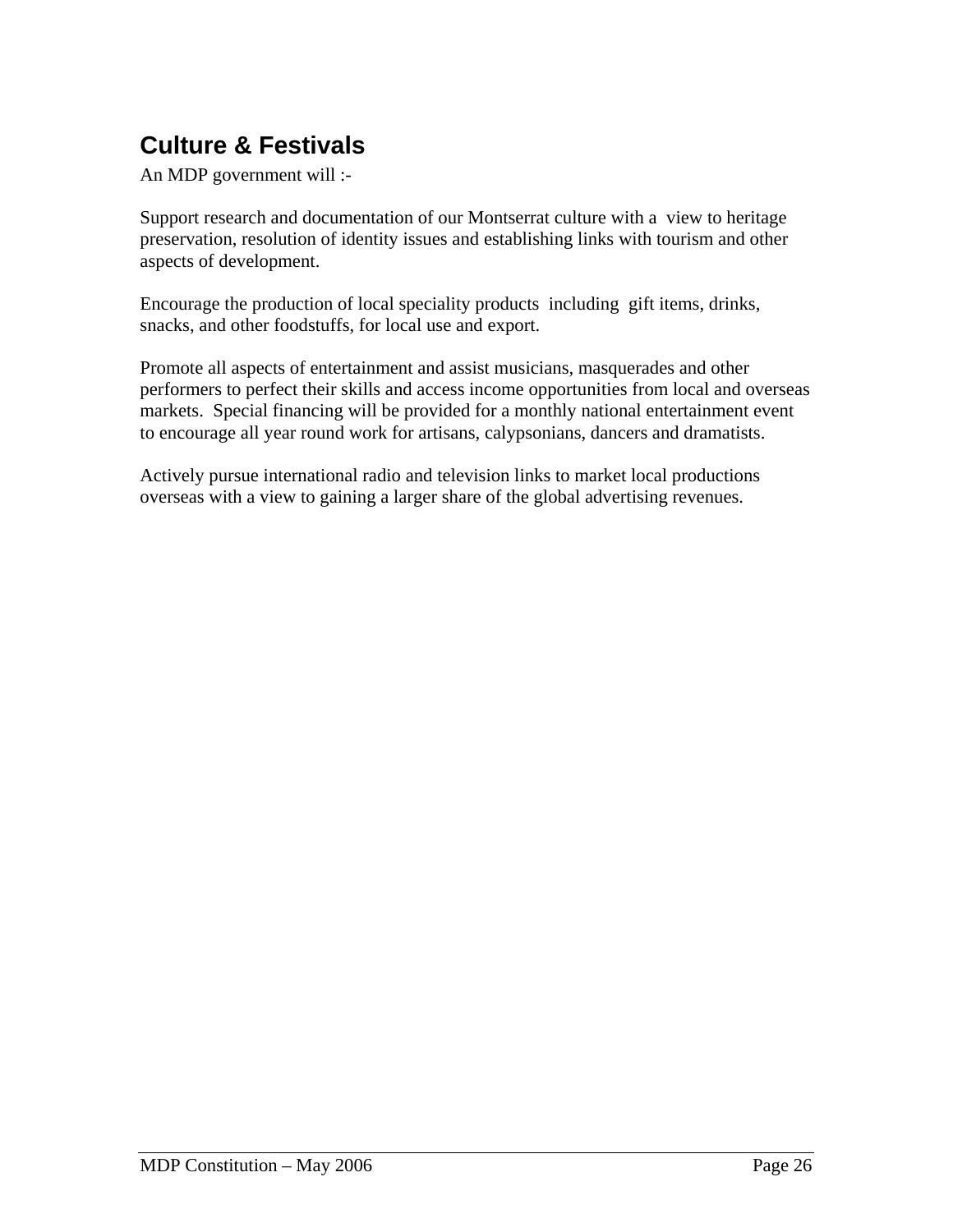## Culture & Festivals

An MDP government will :-

Support research and documentation of our Montserrat culture with a view to heritage preservation, resolution of identity issues and establishing links with tourism and other aspects of development.

Encourage the production of local speciality products including gift items, drinks, snacks, and other foodstuffs, for local use and export.

Promote all aspects of entertainment and assist musicians, masquerades and other performers to perfect their skills and access income opportunities from local and overseas markets. Special financing will be provided for a monthly national entertainment event to encourage all year round work for artisans, calypsonians, dancers and dramatists.

Actively pursue international radio and television links to market local productions overseas with a view to gaining a larger share of the global advertising revenues.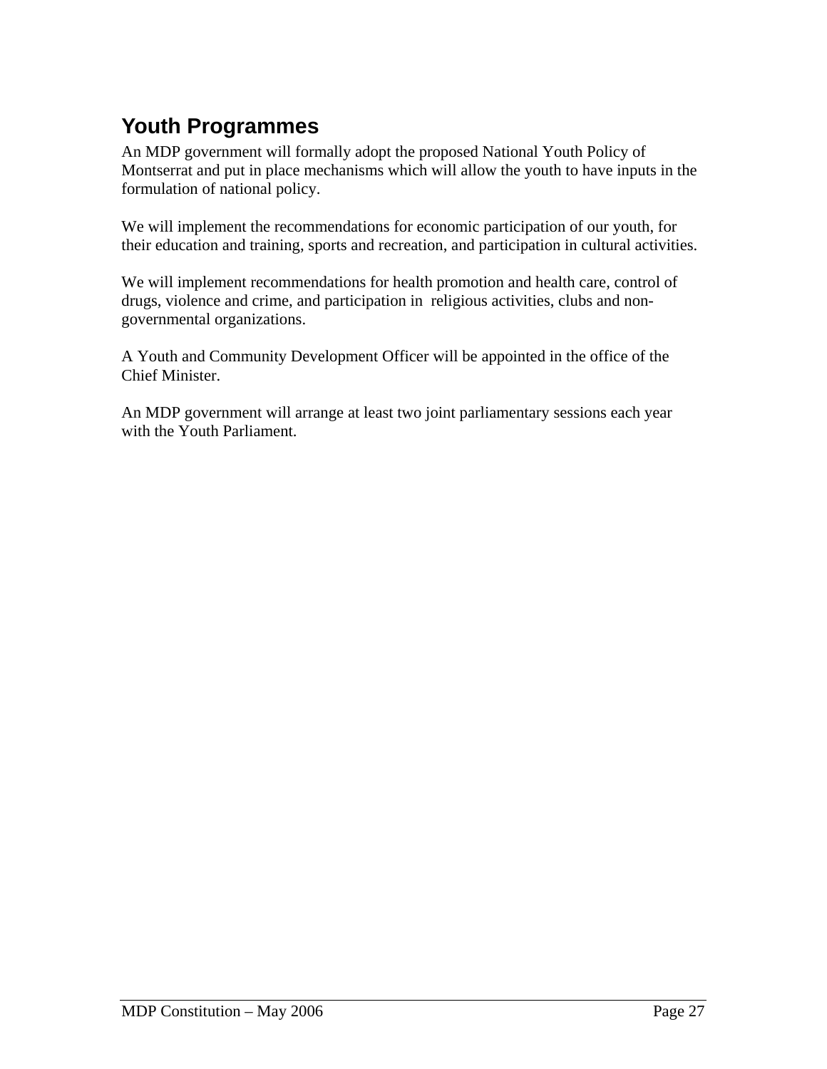## Youth Programmes

An MDP government will formally adopt the proposed National Youth Policy of Montserrat and put in place mechanisms which will allow the youth to have inputs in the formulation of national policy.

We will implement the recommendations for economic participation of our youth, for their education and training, sports and recreation, and participation in cultural activities.

We will implement recommendations for health promotion and health care, control of drugs, violence and crime, and participation in religious activities, clubs and non-governmental organizations.

A Youth and Community Development Officer will be appointed in the office of the Chief Minister.

An MDP government will arrange at least two joint parliamentary sessions each year with the Youth Parliament.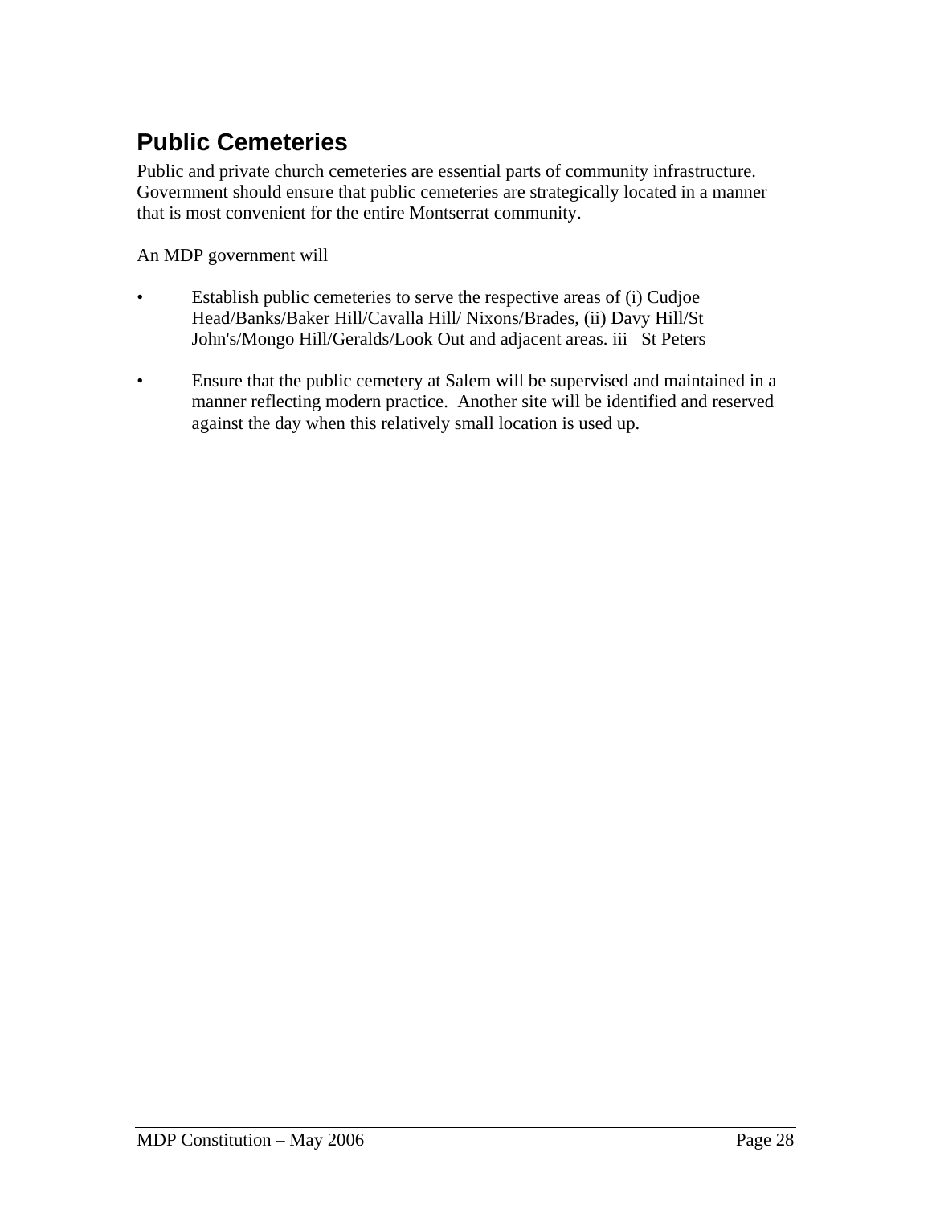## Public Cemeteries

Public and private church cemeteries are essential parts of community infrastructure. Government should ensure that public cemeteries are strategically located in a manner that is most convenient for the entire Montserrat community.

An MDP government will

- Establish public cemeteries to serve the respective areas of (i) Cudjoe Head/Banks/Baker Hill/Cavalla Hill/ Nixons/Brades, (ii) Davy Hill/St John's/Mongo Hill/Geralds/Look Out and adjacent areas. iii St Peters

- Ensure that the public cemetery at Salem will be supervised and maintained in a manner reflecting modern practice. Another site will be identified and reserved against the day when this relatively small location is used up.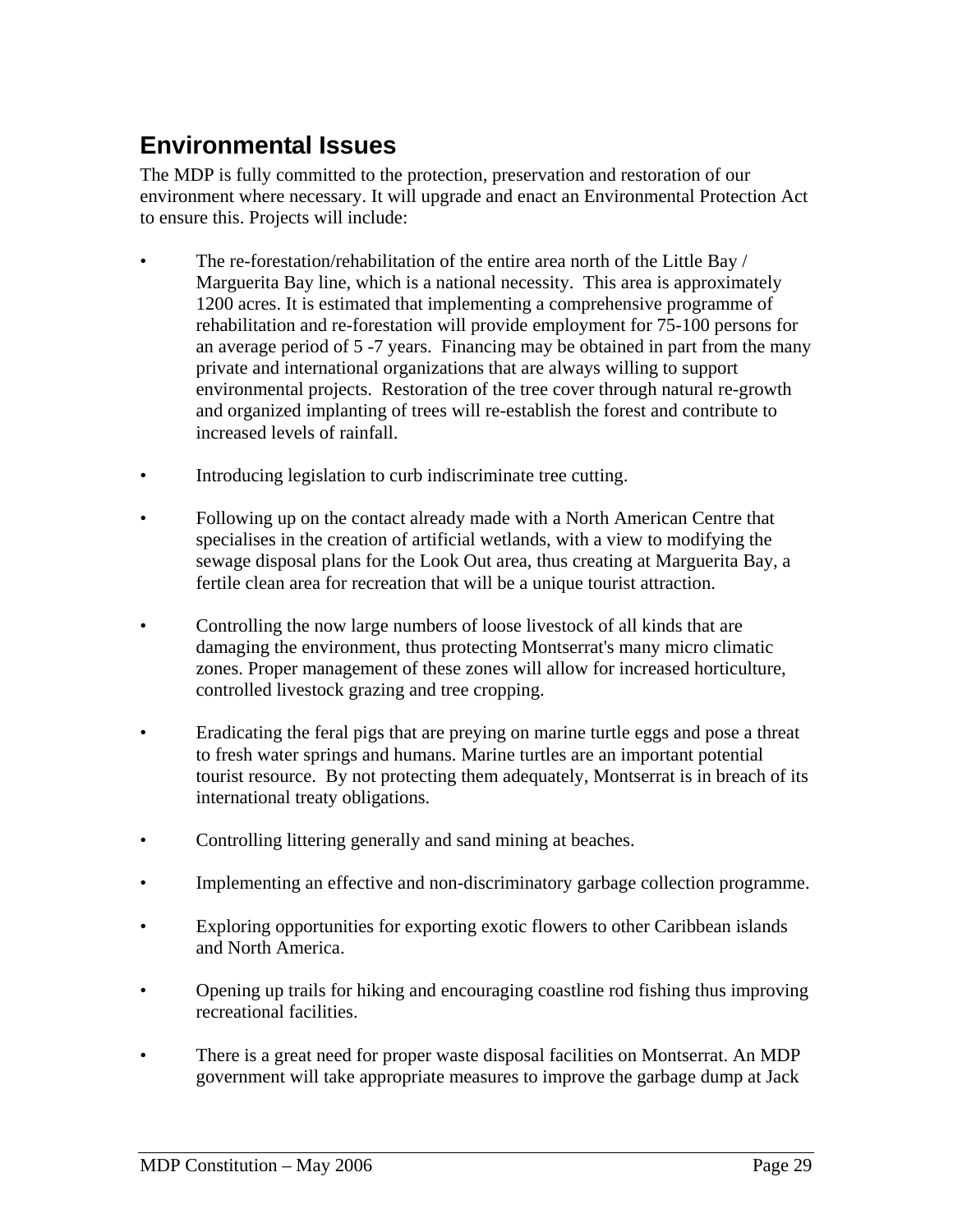## Environmental Issues

The MDP is fully committed to the protection, preservation and restoration of our environment where necessary. It will upgrade and enact an Environmental Protection Act to ensure this. Projects will include:

- The re-forestation/rehabilitation of the entire area north of the Little Bay / Marguerita Bay line, which is a national necessity. This area is approximately 1200 acres. It is estimated that implementing a comprehensive programme of rehabilitation and re-forestation will provide employment for 75-100 persons for an average period of 5 -7 years. Financing may be obtained in part from the many private and international organizations that are always willing to support environmental projects. Restoration of the tree cover through natural re-growth and organized implanting of trees will re-establish the forest and contribute to increased levels of rainfall.

- Introducing legislation to curb indiscriminate tree cutting.

- Following up on the contact already made with a North American Centre that specialises in the creation of artificial wetlands, with a view to modifying the sewage disposal plans for the Look Out area, thus creating at Marguerita Bay, a fertile clean area for recreation that will be a unique tourist attraction.

- Controlling the now large numbers of loose livestock of all kinds that are damaging the environment, thus protecting Montserrat's many micro climatic zones. Proper management of these zones will allow for increased horticulture, controlled livestock grazing and tree cropping.

- Eradicating the feral pigs that are preying on marine turtle eggs and pose a threat to fresh water springs and humans. Marine turtles are an important potential tourist resource. By not protecting them adequately, Montserrat is in breach of its international treaty obligations.

- Controlling littering generally and sand mining at beaches.

- Implementing an effective and non-discriminatory garbage collection programme.

- Exploring opportunities for exporting exotic flowers to other Caribbean islands and North America.

- Opening up trails for hiking and encouraging coastline rod fishing thus improving recreational facilities.

- There is a great need for proper waste disposal facilities on Montserrat. An MDP government will take appropriate measures to improve the garbage dump at Jack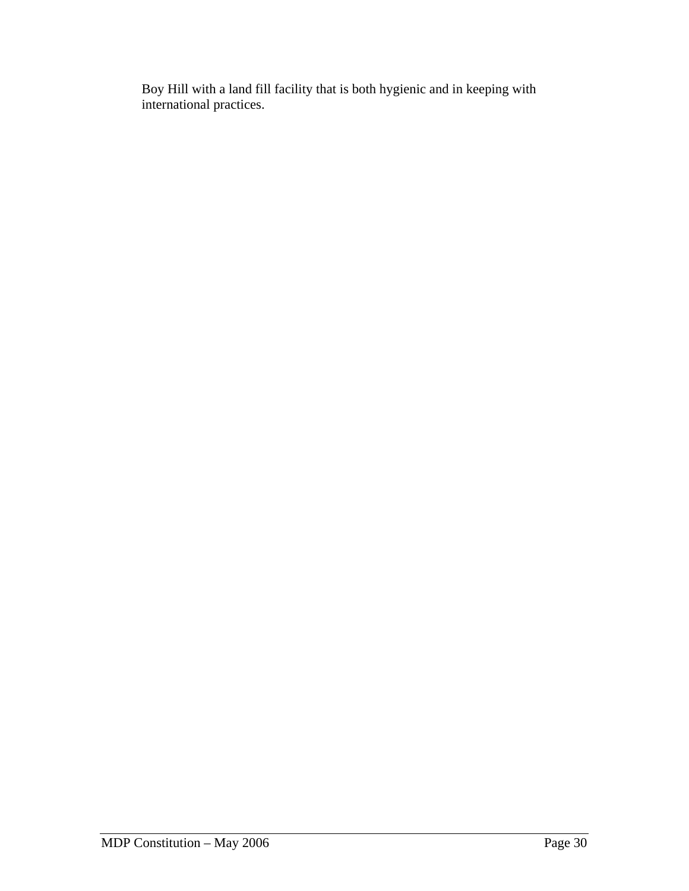Boy Hill with a land fill facility that is both hygienic and in keeping with international practices.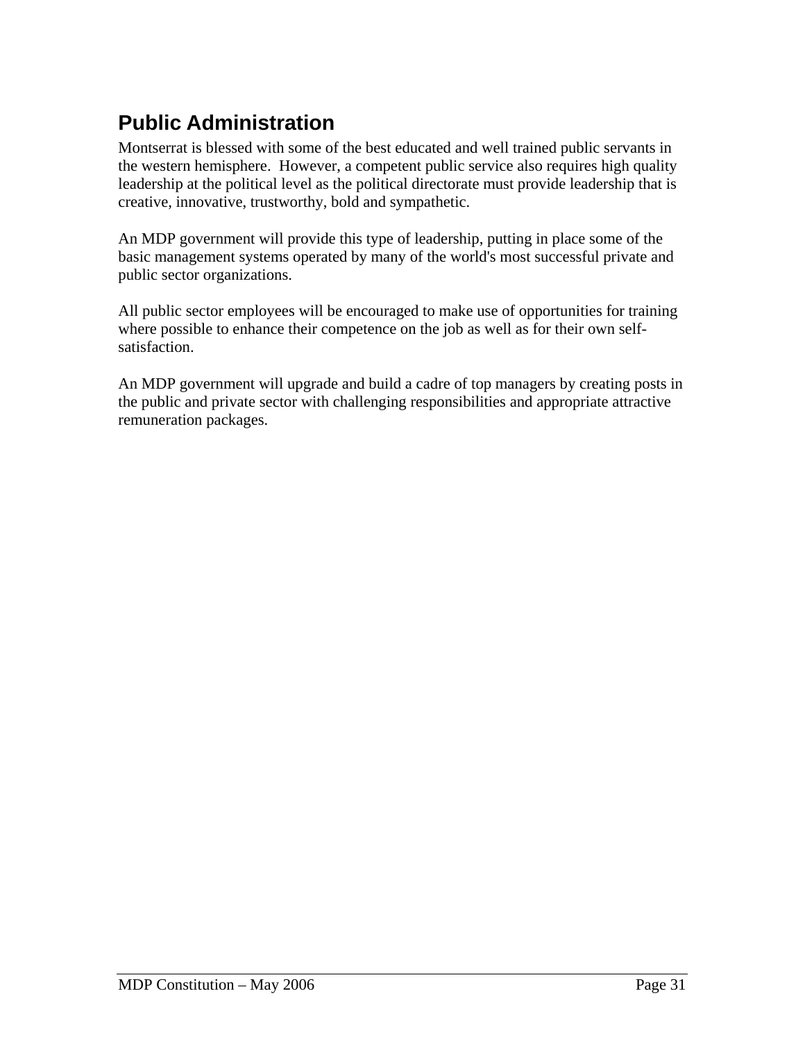## Public Administration

Montserrat is blessed with some of the best educated and well trained public servants in the western hemisphere. However, a competent public service also requires high quality leadership at the political level as the political directorate must provide leadership that is creative, innovative, trustworthy, bold and sympathetic.

An MDP government will provide this type of leadership, putting in place some of the basic management systems operated by many of the world's most successful private and public sector organizations.

All public sector employees will be encouraged to make use of opportunities for training where possible to enhance their competence on the job as well as for their own self-satisfaction.

An MDP government will upgrade and build a cadre of top managers by creating posts in the public and private sector with challenging responsibilities and appropriate attractive remuneration packages.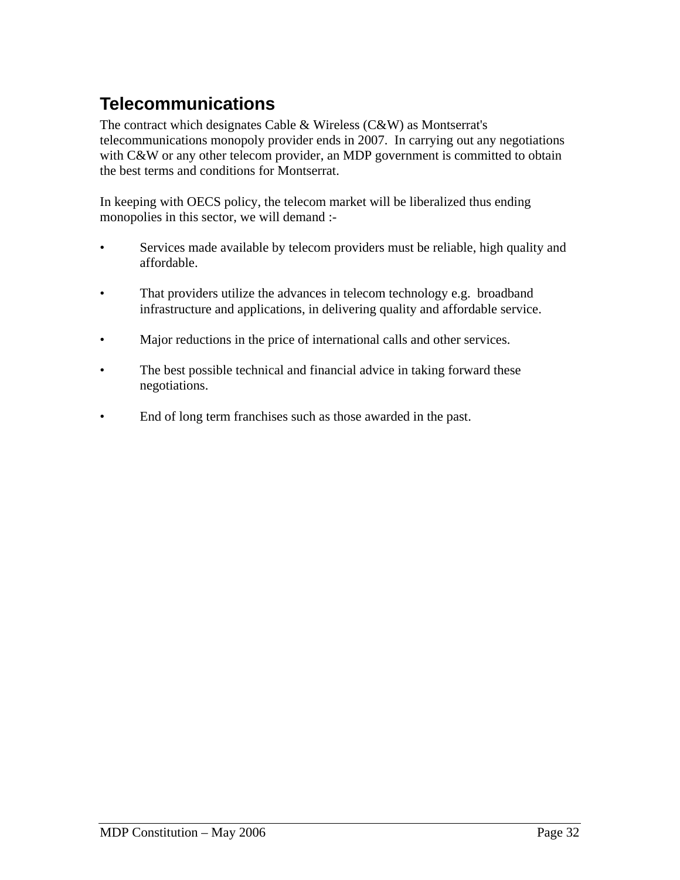## Telecommunications

The contract which designates Cable & Wireless (C&W) as Montserrat's telecommunications monopoly provider ends in 2007. In carrying out any negotiations with C&W or any other telecom provider, an MDP government is committed to obtain the best terms and conditions for Montserrat.

In keeping with OECS policy, the telecom market will be liberalized thus ending monopolies in this sector, we will demand :-

- Services made available by telecom providers must be reliable, high quality and affordable.
- That providers utilize the advances in telecom technology e.g. broadband infrastructure and applications, in delivering quality and affordable service.
- Major reductions in the price of international calls and other services.
- The best possible technical and financial advice in taking forward these negotiations.
- End of long term franchises such as those awarded in the past.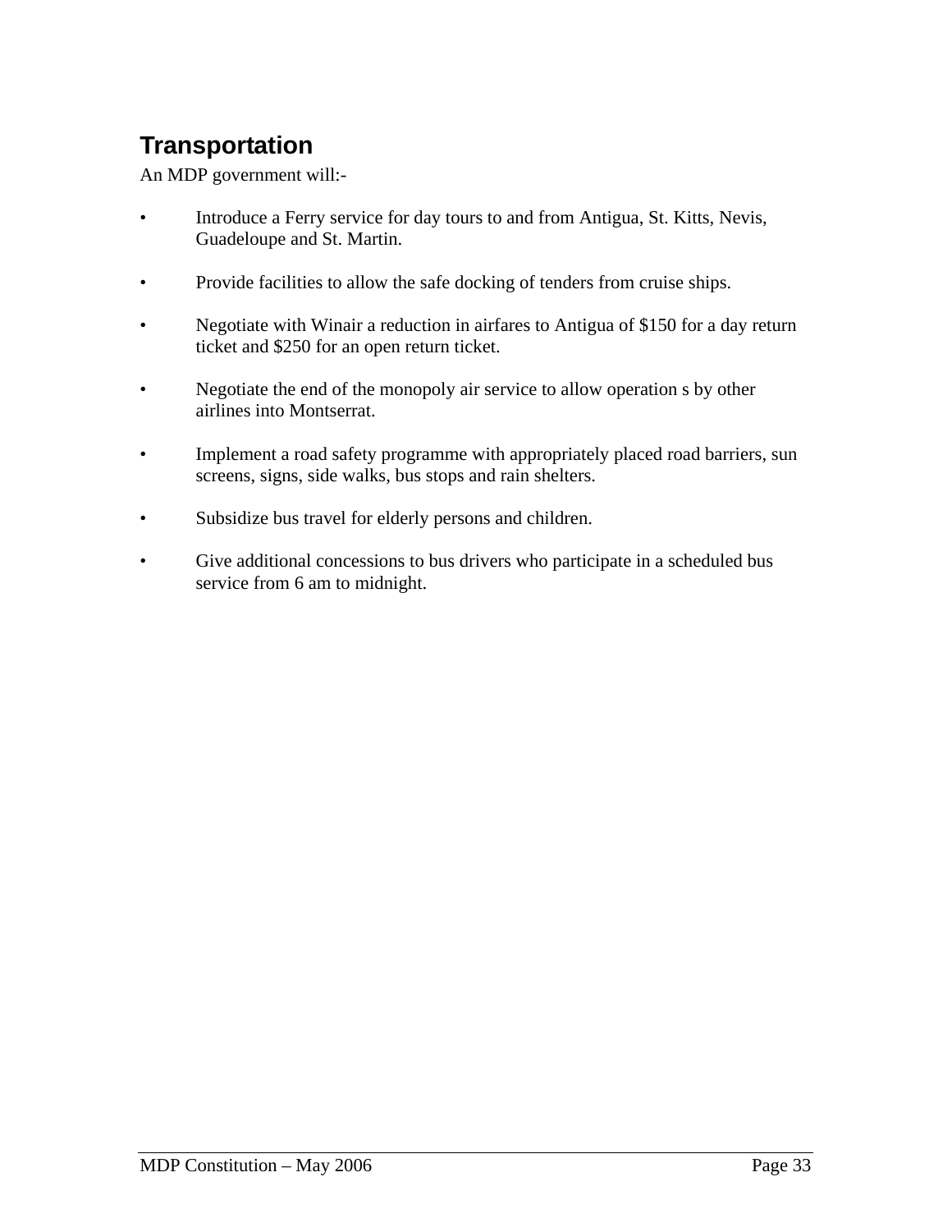## Transportation

An MDP government will:-

- Introduce a Ferry service for day tours to and from Antigua, St. Kitts, Nevis, Guadeloupe and St. Martin.

- Provide facilities to allow the safe docking of tenders from cruise ships.

- Negotiate with Winair a reduction in airfares to Antigua of $150 for a day return ticket and $250 for an open return ticket.

- Negotiate the end of the monopoly air service to allow operation s by other airlines into Montserrat.

- Implement a road safety programme with appropriately placed road barriers, sun screens, signs, side walks, bus stops and rain shelters.

- Subsidize bus travel for elderly persons and children.

- Give additional concessions to bus drivers who participate in a scheduled bus service from 6 am to midnight.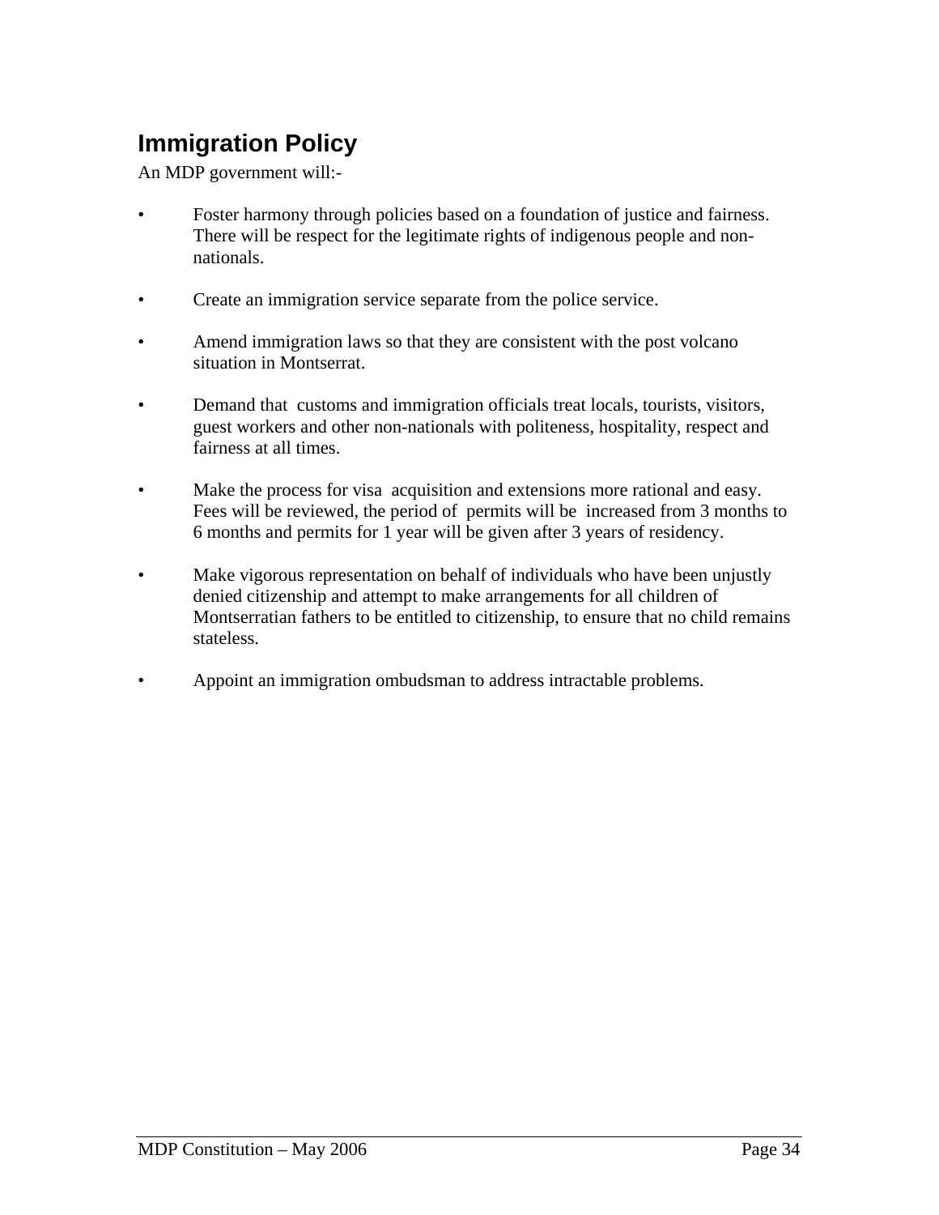## Immigration Policy

An MDP government will:-

- Foster harmony through policies based on a foundation of justice and fairness. There will be respect for the legitimate rights of indigenous people and non-nationals.

- Create an immigration service separate from the police service.

- Amend immigration laws so that they are consistent with the post volcano situation in Montserrat.

- Demand that customs and immigration officials treat locals, tourists, visitors, guest workers and other non-nationals with politeness, hospitality, respect and fairness at all times.

- Make the process for visa acquisition and extensions more rational and easy. Fees will be reviewed, the period of permits will be increased from 3 months to 6 months and permits for 1 year will be given after 3 years of residency.

- Make vigorous representation on behalf of individuals who have been unjustly denied citizenship and attempt to make arrangements for all children of Montserratian fathers to be entitled to citizenship, to ensure that no child remains stateless.

- Appoint an immigration ombudsman to address intractable problems.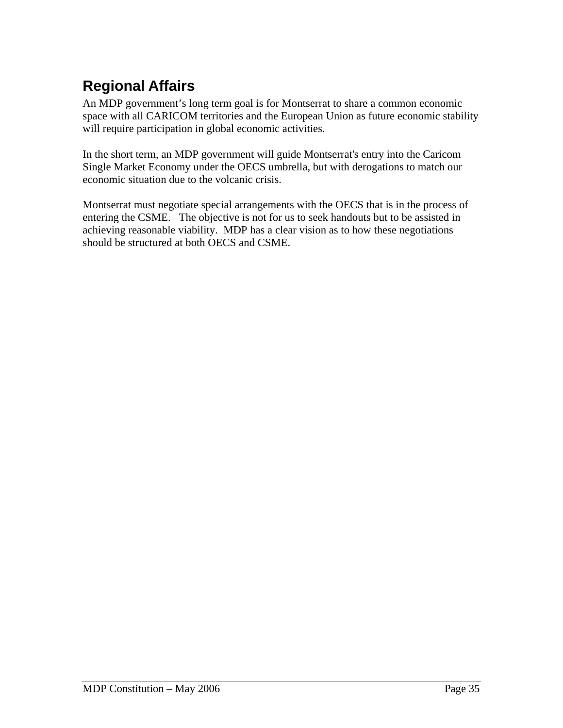## Regional Affairs

An MDP government's long term goal is for Montserrat to share a common economic space with all CARICOM territories and the European Union as future economic stability will require participation in global economic activities.

In the short term, an MDP government will guide Montserrat's entry into the Caricom Single Market Economy under the OECS umbrella, but with derogations to match our economic situation due to the volcanic crisis.

Montserrat must negotiate special arrangements with the OECS that is in the process of entering the CSME. The objective is not for us to seek handouts but to be assisted in achieving reasonable viability. MDP has a clear vision as to how these negotiations should be structured at both OECS and CSME.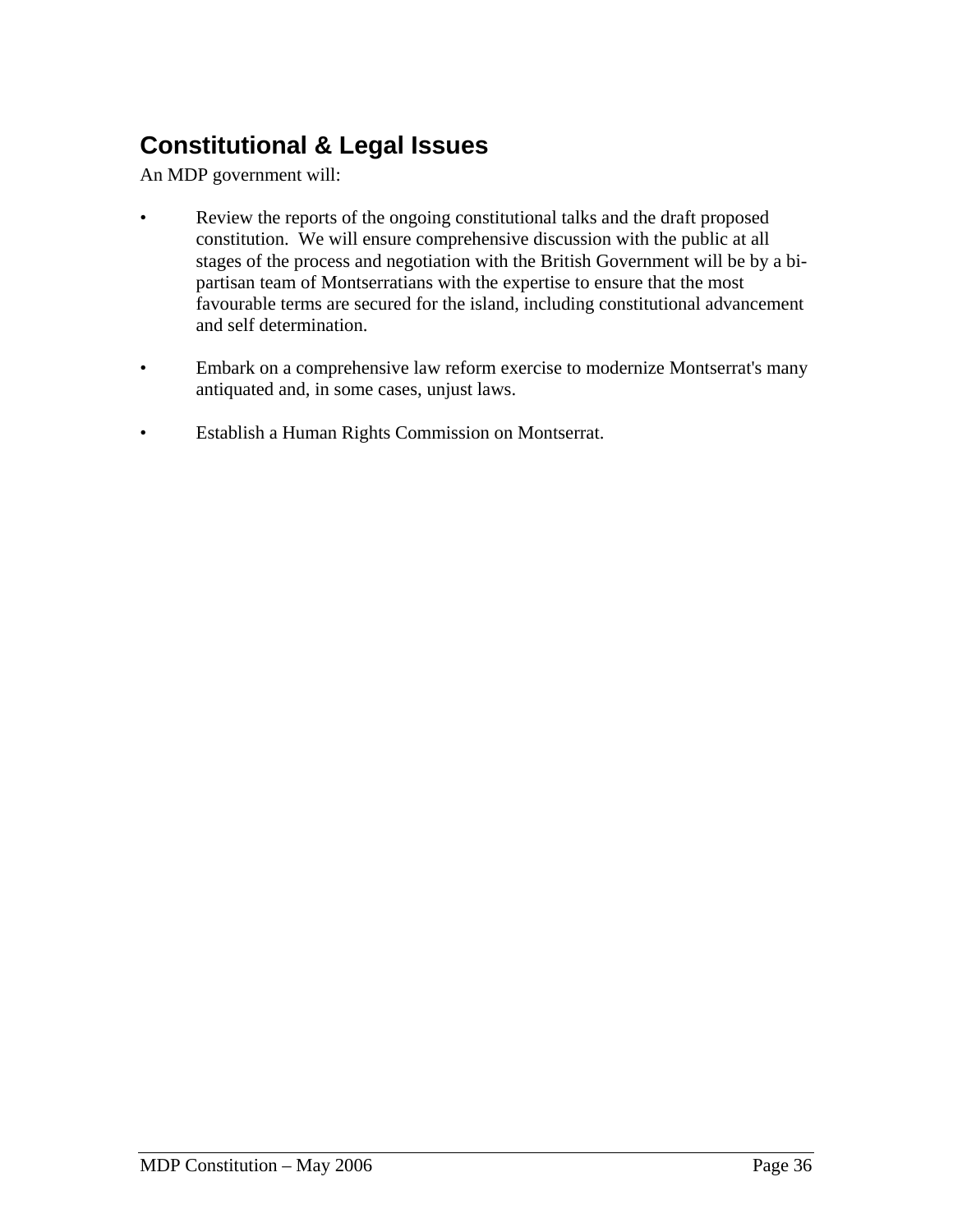## Constitutional & Legal Issues

An MDP government will:

- Review the reports of the ongoing constitutional talks and the draft proposed constitution. We will ensure comprehensive discussion with the public at all stages of the process and negotiation with the British Government will be by a bi-partisan team of Montserratians with the expertise to ensure that the most favourable terms are secured for the island, including constitutional advancement and self determination.

- Embark on a comprehensive law reform exercise to modernize Montserrat's many antiquated and, in some cases, unjust laws.

- Establish a Human Rights Commission on Montserrat.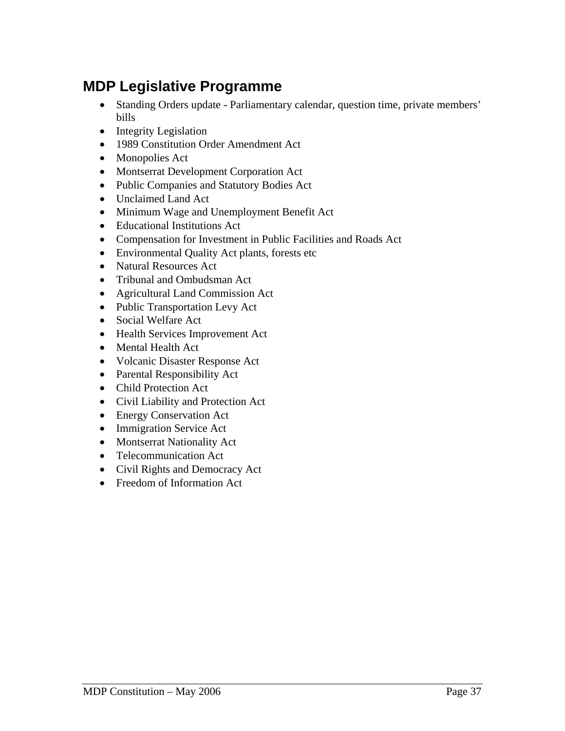## MDP Legislative Programme

- Standing Orders update - Parliamentary calendar, question time, private members' bills
- Integrity Legislation
- 1989 Constitution Order Amendment Act
- Monopolies Act
- Montserrat Development Corporation Act
- Public Companies and Statutory Bodies Act
- Unclaimed Land Act
- Minimum Wage and Unemployment Benefit Act
- Educational Institutions Act
- Compensation for Investment in Public Facilities and Roads Act
- Environmental Quality Act plants, forests etc
- Natural Resources Act
- Tribunal and Ombudsman Act
- Agricultural Land Commission Act
- Public Transportation Levy Act
- Social Welfare Act
- Health Services Improvement Act
- Mental Health Act
- Volcanic Disaster Response Act
- Parental Responsibility Act
- Child Protection Act
- Civil Liability and Protection Act
- Energy Conservation Act
- Immigration Service Act
- Montserrat Nationality Act
- Telecommunication Act
- Civil Rights and Democracy Act
- Freedom of Information Act